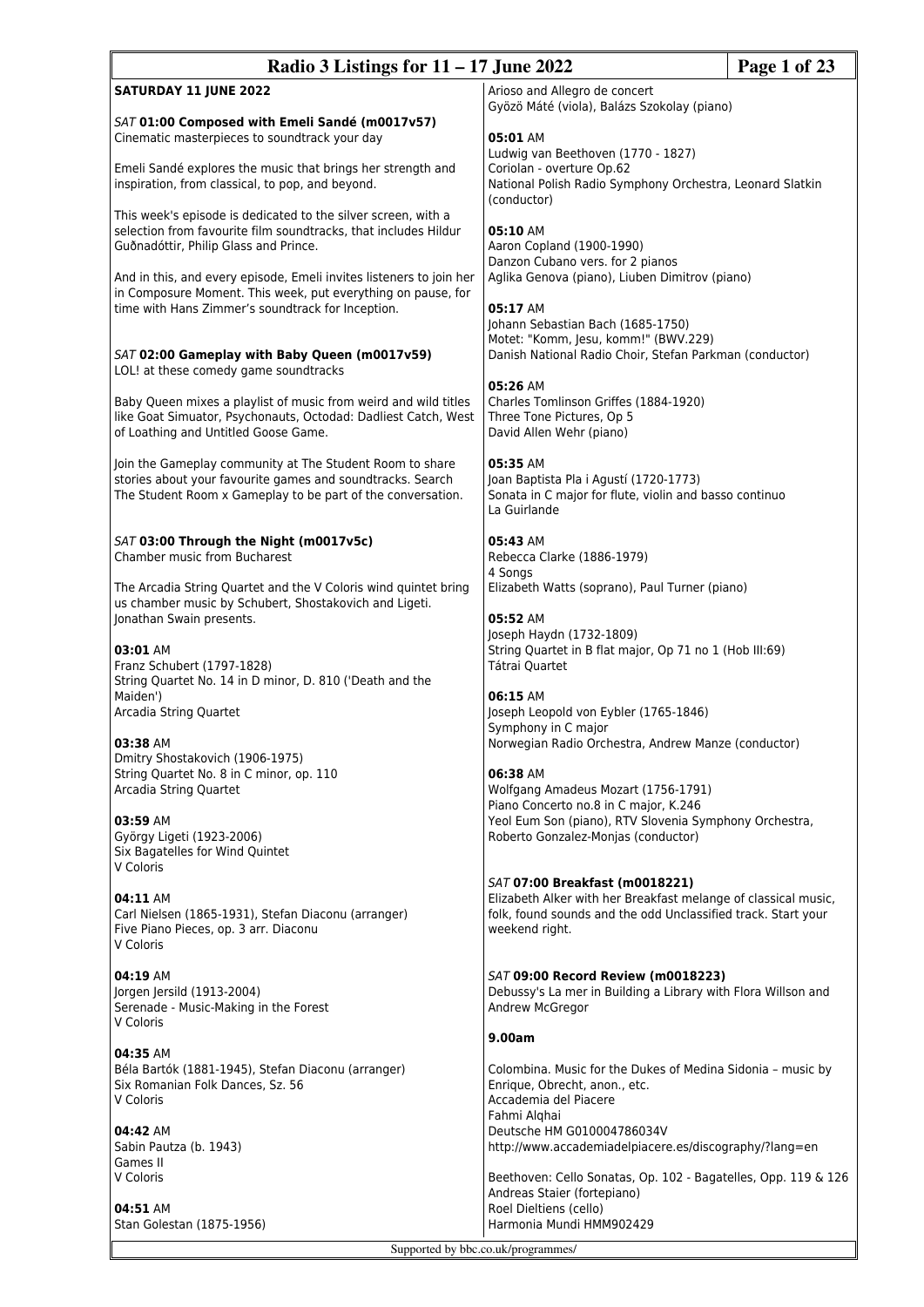**SATURDAY 11 JUNE 2022**

*SAT* **01:00 Composed with Emeli Sandé (m0017v57)**
Cinematic masterpieces to soundtrack your day

Emeli Sandé explores the music that brings her strength and inspiration, from classical, to pop, and beyond.

This week's episode is dedicated to the silver screen, with a selection from favourite film soundtracks, that includes Hildur Guðnadóttir, Philip Glass and Prince.

And in this, and every episode, Emeli invites listeners to join her in Composure Moment. This week, put everything on pause, for time with Hans Zimmer's soundtrack for Inception.

*SAT* **02:00 Gameplay with Baby Queen (m0017v59)**
LOL! at these comedy game soundtracks

Baby Queen mixes a playlist of music from weird and wild titles like Goat Simuator, Psychonauts, Octodad: Dadliest Catch, West of Loathing and Untitled Goose Game.

Join the Gameplay community at The Student Room to share stories about your favourite games and soundtracks. Search The Student Room x Gameplay to be part of the conversation.

*SAT* **03:00 Through the Night (m0017v5c)**
Chamber music from Bucharest

The Arcadia String Quartet and the V Coloris wind quintet bring us chamber music by Schubert, Shostakovich and Ligeti. Jonathan Swain presents.

**03:01** AM
Franz Schubert (1797-1828)
String Quartet No. 14 in D minor, D. 810 ('Death and the Maiden')
Arcadia String Quartet

**03:38** AM
Dmitry Shostakovich (1906-1975)
String Quartet No. 8 in C minor, op. 110
Arcadia String Quartet

**03:59** AM
György Ligeti (1923-2006)
Six Bagatelles for Wind Quintet
V Coloris

**04:11** AM
Carl Nielsen (1865-1931), Stefan Diaconu (arranger)
Five Piano Pieces, op. 3 arr. Diaconu
V Coloris

**04:19** AM
Jorgen Jersild (1913-2004)
Serenade - Music-Making in the Forest
V Coloris

**04:35** AM
Béla Bartók (1881-1945), Stefan Diaconu (arranger)
Six Romanian Folk Dances, Sz. 56
V Coloris

**04:42** AM
Sabin Pautza (b. 1943)
Games II
V Coloris

**04:51** AM
Stan Golestan (1875-1956)
Arioso and Allegro de concert
Gyözö Máté (viola), Balázs Szokolay (piano)

**05:01** AM
Ludwig van Beethoven (1770 - 1827)
Coriolan - overture Op.62
National Polish Radio Symphony Orchestra, Leonard Slatkin (conductor)

**05:10** AM
Aaron Copland (1900-1990)
Danzon Cubano vers. for 2 pianos
Aglika Genova (piano), Liuben Dimitrov (piano)

**05:17** AM
Johann Sebastian Bach (1685-1750)
Motet: "Komm, Jesu, komm!" (BWV.229)
Danish National Radio Choir, Stefan Parkman (conductor)

**05:26** AM
Charles Tomlinson Griffes (1884-1920)
Three Tone Pictures, Op 5
David Allen Wehr (piano)

**05:35** AM
Joan Baptista Pla i Agustí (1720-1773)
Sonata in C major for flute, violin and basso continuo
La Guirlande

**05:43** AM
Rebecca Clarke (1886-1979)
4 Songs
Elizabeth Watts (soprano), Paul Turner (piano)

**05:52** AM
Joseph Haydn (1732-1809)
String Quartet in B flat major, Op 71 no 1 (Hob III:69)
Tátrai Quartet

**06:15** AM
Joseph Leopold von Eybler (1765-1846)
Symphony in C major
Norwegian Radio Orchestra, Andrew Manze (conductor)

**06:38** AM
Wolfgang Amadeus Mozart (1756-1791)
Piano Concerto no.8 in C major, K.246
Yeol Eum Son (piano), RTV Slovenia Symphony Orchestra, Roberto Gonzalez-Monjas (conductor)

*SAT* **07:00 Breakfast (m0018221)**
Elizabeth Alker with her Breakfast melange of classical music, folk, found sounds and the odd Unclassified track. Start your weekend right.

*SAT* **09:00 Record Review (m0018223)**
Debussy's La mer in Building a Library with Flora Willson and Andrew McGregor

**9.00am**

Colombina. Music for the Dukes of Medina Sidonia – music by Enrique, Obrecht, anon., etc.
Accademia del Piacere
Fahmi Alqhai
Deutsche HM G010004786034V
http://www.accademiadelpiacere.es/discography/?lang=en

Beethoven: Cello Sonatas, Op. 102 - Bagatelles, Opp. 119 & 126
Andreas Staier (fortepiano)
Roel Dieltiens (cello)
Harmonia Mundi HMM902429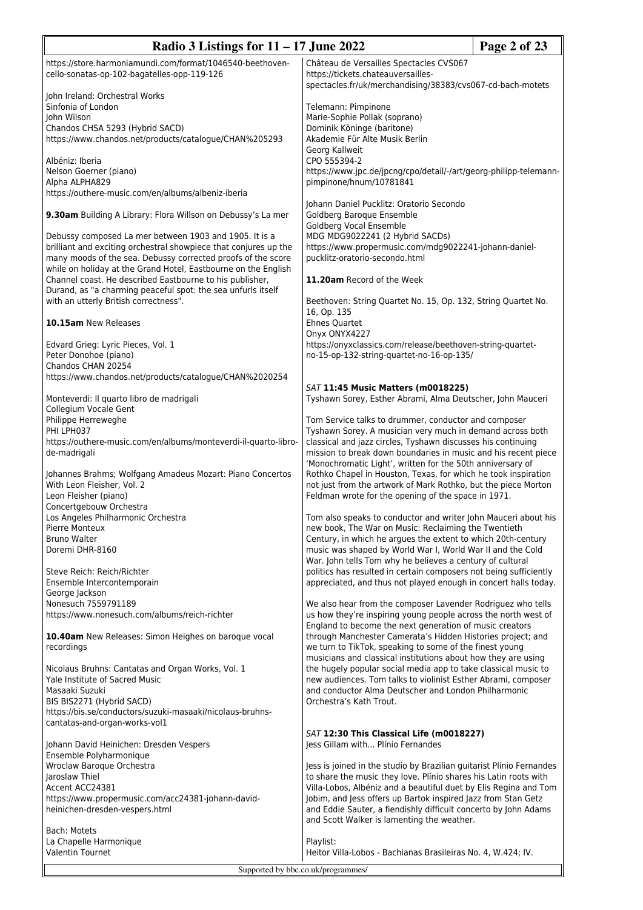https://store.harmoniamundi.com/format/1046540-beethoven-cello-sonatas-op-102-bagatelles-opp-119-126

John Ireland: Orchestral Works
Sinfonia of London
John Wilson
Chandos CHSA 5293 (Hybrid SACD)
https://www.chandos.net/products/catalogue/CHAN%205293

Albéniz: Iberia
Nelson Goerner (piano)
Alpha ALPHA829
https://outhere-music.com/en/albums/albeniz-iberia

**9.30am** Building A Library: Flora Willson on Debussy's La mer

Debussy composed La mer between 1903 and 1905. It is a brilliant and exciting orchestral showpiece that conjures up the many moods of the sea. Debussy corrected proofs of the score while on holiday at the Grand Hotel, Eastbourne on the English Channel coast. He described Eastbourne to his publisher, Durand, as "a charming peaceful spot: the sea unfurls itself with an utterly British correctness".

**10.15am** New Releases

Edvard Grieg: Lyric Pieces, Vol. 1
Peter Donohoe (piano)
Chandos CHAN 20254
https://www.chandos.net/products/catalogue/CHAN%2020254

Monteverdi: Il quarto libro de madrigali
Collegium Vocale Gent
Philippe Herreweghe
PHI LPH037
https://outhere-music.com/en/albums/monteverdi-il-quarto-libro-de-madrigali

Johannes Brahms; Wolfgang Amadeus Mozart: Piano Concertos With Leon Fleisher, Vol. 2
Leon Fleisher (piano)
Concertgebouw Orchestra
Los Angeles Philharmonic Orchestra
Pierre Monteux
Bruno Walter
Doremi DHR-8160

Steve Reich: Reich/Richter
Ensemble Intercontemporain
George Jackson
Nonesuch 7559791189
https://www.nonesuch.com/albums/reich-richter

**10.40am** New Releases: Simon Heighes on baroque vocal recordings

Nicolaus Bruhns: Cantatas and Organ Works, Vol. 1
Yale Institute of Sacred Music
Masaaki Suzuki
BIS BIS2271 (Hybrid SACD)
https://bis.se/conductors/suzuki-masaaki/nicolaus-bruhns-cantatas-and-organ-works-vol1

Johann David Heinichen: Dresden Vespers
Ensemble Polyharmonique
Wroclaw Baroque Orchestra
Jaroslaw Thiel
Accent ACC24381
https://www.propermusic.com/acc24381-johann-david-heinichen-dresden-vespers.html

Bach: Motets
La Chapelle Harmonique
Valentin Tournet
Château de Versailles Spectacles CVS067
https://tickets.chateauversailles-spectacles.fr/uk/merchandising/38383/cvs067-cd-bach-motets

Telemann: Pimpinone
Marie-Sophie Pollak (soprano)
Dominik Köninge (baritone)
Akademie Für Alte Musik Berlin
Georg Kallweit
CPO 555394-2
https://www.jpc.de/jpcng/cpo/detail/-/art/georg-philipp-telemann-pimpinone/hnum/10781841

Johann Daniel Pucklitz: Oratorio Secondo
Goldberg Baroque Ensemble
Goldberg Vocal Ensemble
MDG MDG9022241 (2 Hybrid SACDs)
https://www.propermusic.com/mdg9022241-johann-daniel-pucklitz-oratorio-secondo.html

**11.20am** Record of the Week

Beethoven: String Quartet No. 15, Op. 132, String Quartet No. 16, Op. 135
Ehnes Quartet
Onyx ONYX4227
https://onyxclassics.com/release/beethoven-string-quartet-no-15-op-132-string-quartet-no-16-op-135/

### *SAT* **11:45 Music Matters (m0018225)**

Tyshawn Sorey, Esther Abrami, Alma Deutscher, John Mauceri

Tom Service talks to drummer, conductor and composer Tyshawn Sorey. A musician very much in demand across both classical and jazz circles, Tyshawn discusses his continuing mission to break down boundaries in music and his recent piece 'Monochromatic Light', written for the 50th anniversary of Rothko Chapel in Houston, Texas, for which he took inspiration not just from the artwork of Mark Rothko, but the piece Morton Feldman wrote for the opening of the space in 1971.

Tom also speaks to conductor and writer John Mauceri about his new book, The War on Music: Reclaiming the Twentieth Century, in which he argues the extent to which 20th-century music was shaped by World War I, World War II and the Cold War. John tells Tom why he believes a century of cultural politics has resulted in certain composers not being sufficiently appreciated, and thus not played enough in concert halls today.

We also hear from the composer Lavender Rodriguez who tells us how they're inspiring young people across the north west of England to become the next generation of music creators through Manchester Camerata's Hidden Histories project; and we turn to TikTok, speaking to some of the finest young musicians and classical institutions about how they are using the hugely popular social media app to take classical music to new audiences. Tom talks to violinist Esther Abrami, composer and conductor Alma Deutscher and London Philharmonic Orchestra's Kath Trout.

### *SAT* **12:30 This Classical Life (m0018227)**

Jess Gillam with... Plínio Fernandes

Jess is joined in the studio by Brazilian guitarist Plínio Fernandes to share the music they love. Plínio shares his Latin roots with Villa-Lobos, Albéniz and a beautiful duet by Elis Regina and Tom Jobim, and Jess offers up Bartok inspired Jazz from Stan Getz and Eddie Sauter, a fiendishly difficult concerto by John Adams and Scott Walker is lamenting the weather.

Playlist:
Heitor Villa-Lobos - Bachianas Brasileiras No. 4, W.424; IV.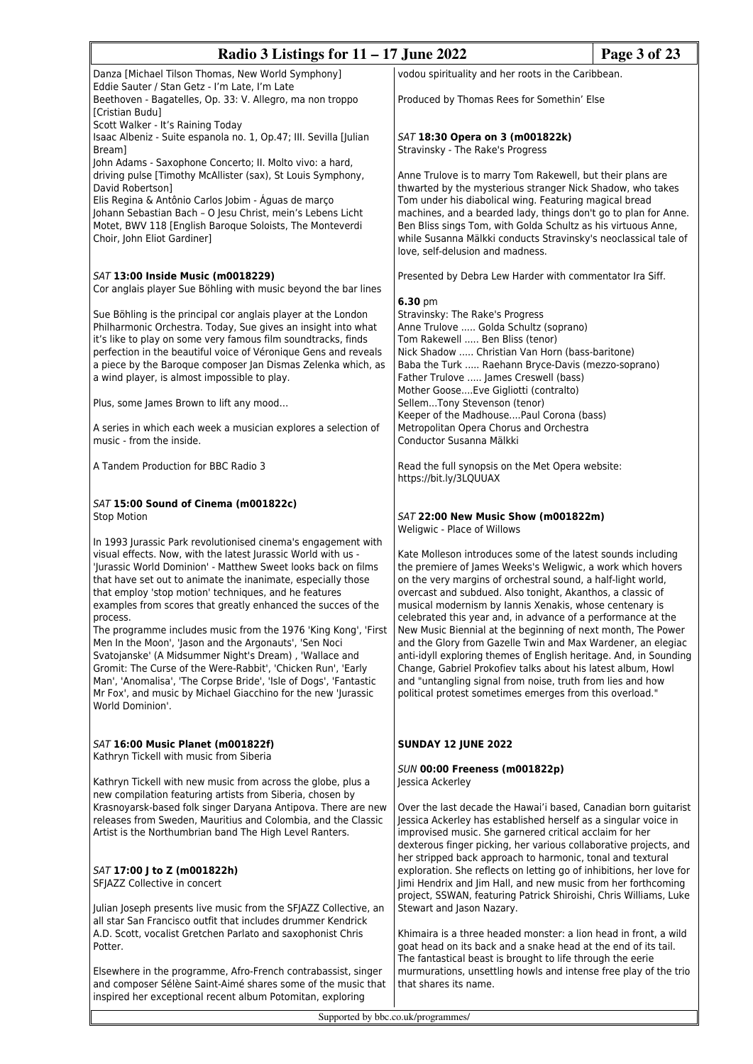Danza [Michael Tilson Thomas, New World Symphony]
Eddie Sauter / Stan Getz - I'm Late, I'm Late
Beethoven - Bagatelles, Op. 33: V. Allegro, ma non troppo [Cristian Budu]
Scott Walker - It's Raining Today
Isaac Albeniz - Suite espanola no. 1, Op.47; III. Sevilla [Julian Bream]
John Adams - Saxophone Concerto; II. Molto vivo: a hard, driving pulse [Timothy McAllister (sax), St Louis Symphony, David Robertson]
Elis Regina & Antônio Carlos Jobim - Águas de março
Johann Sebastian Bach – O Jesu Christ, mein's Lebens Licht Motet, BWV 118 [English Baroque Soloists, The Monteverdi Choir, John Eliot Gardiner]

### *SAT* 13:00 Inside Music (m0018229)

Cor anglais player Sue Böhling with music beyond the bar lines

Sue Böhling is the principal cor anglais player at the London Philharmonic Orchestra. Today, Sue gives an insight into what it's like to play on some very famous film soundtracks, finds perfection in the beautiful voice of Véronique Gens and reveals a piece by the Baroque composer Jan Dismas Zelenka which, as a wind player, is almost impossible to play.

Plus, some James Brown to lift any mood...

A series in which each week a musician explores a selection of music - from the inside.

A Tandem Production for BBC Radio 3

### *SAT* 15:00 Sound of Cinema (m001822c)

Stop Motion

In 1993 Jurassic Park revolutionised cinema's engagement with visual effects. Now, with the latest Jurassic World with us - 'Jurassic World Dominion' - Matthew Sweet looks back on films that have set out to animate the inanimate, especially those that employ 'stop motion' techniques, and he features examples from scores that greatly enhanced the succes of the process.
The programme includes music from the 1976 'King Kong', 'First Men In the Moon', 'Jason and the Argonauts', 'Sen Noci Svatojanske' (A Midsummer Night's Dream) , 'Wallace and Gromit: The Curse of the Were-Rabbit', 'Chicken Run', 'Early Man', 'Anomalisa', 'The Corpse Bride', 'Isle of Dogs', 'Fantastic Mr Fox', and music by Michael Giacchino for the new 'Jurassic World Dominion'.

### *SAT* 16:00 Music Planet (m001822f)

Kathryn Tickell with music from Siberia

Kathryn Tickell with new music from across the globe, plus a new compilation featuring artists from Siberia, chosen by Krasnoyarsk-based folk singer Daryana Antipova. There are new releases from Sweden, Mauritius and Colombia, and the Classic Artist is the Northumbrian band The High Level Ranters.

### *SAT* 17:00 J to Z (m001822h)

SFJAZZ Collective in concert

Julian Joseph presents live music from the SFJAZZ Collective, an all star San Francisco outfit that includes drummer Kendrick A.D. Scott, vocalist Gretchen Parlato and saxophonist Chris Potter.

Elsewhere in the programme, Afro-French contrabassist, singer and composer Sélène Saint-Aimé shares some of the music that inspired her exceptional recent album Potomitan, exploring vodou spirituality and her roots in the Caribbean.

Produced by Thomas Rees for Somethin' Else

### *SAT* 18:30 Opera on 3 (m001822k)

Stravinsky - The Rake's Progress

Anne Trulove is to marry Tom Rakewell, but their plans are thwarted by the mysterious stranger Nick Shadow, who takes Tom under his diabolical wing. Featuring magical bread machines, and a bearded lady, things don't go to plan for Anne. Ben Bliss sings Tom, with Golda Schultz as his virtuous Anne, while Susanna Mälkki conducts Stravinsky's neoclassical tale of love, self-delusion and madness.

Presented by Debra Lew Harder with commentator Ira Siff.

**6.30** pm
Stravinsky: The Rake's Progress
Anne Trulove ..... Golda Schultz (soprano)
Tom Rakewell ..... Ben Bliss (tenor)
Nick Shadow ..... Christian Van Horn (bass-baritone)
Baba the Turk ..... Raehann Bryce-Davis (mezzo-soprano)
Father Trulove ..... James Creswell (bass)
Mother Goose....Eve Gigliotti (contralto)
Sellem...Tony Stevenson (tenor)
Keeper of the Madhouse....Paul Corona (bass)
Metropolitan Opera Chorus and Orchestra
Conductor Susanna Mälkki

Read the full synopsis on the Met Opera website: https://bit.ly/3LQUUAX

### *SAT* 22:00 New Music Show (m001822m)

Weligwic - Place of Willows

Kate Molleson introduces some of the latest sounds including the premiere of James Weeks's Weligwic, a work which hovers on the very margins of orchestral sound, a half-light world, overcast and subdued. Also tonight, Akanthos, a classic of musical modernism by Iannis Xenakis, whose centenary is celebrated this year and, in advance of a performance at the New Music Biennial at the beginning of next month, The Power and the Glory from Gazelle Twin and Max Wardener, an elegiac anti-idyll exploring themes of English heritage. And, in Sounding Change, Gabriel Prokofiev talks about his latest album, Howl and "untangling signal from noise, truth from lies and how political protest sometimes emerges from this overload."

## SUNDAY 12 JUNE 2022

### *SUN* 00:00 Freeness (m001822p)

Jessica Ackerley

Over the last decade the Hawai'i based, Canadian born guitarist Jessica Ackerley has established herself as a singular voice in improvised music. She garnered critical acclaim for her dexterous finger picking, her various collaborative projects, and her stripped back approach to harmonic, tonal and textural exploration. She reflects on letting go of inhibitions, her love for Jimi Hendrix and Jim Hall, and new music from her forthcoming project, SSWAN, featuring Patrick Shiroishi, Chris Williams, Luke Stewart and Jason Nazary.

Khimaira is a three headed monster: a lion head in front, a wild goat head on its back and a snake head at the end of its tail. The fantastical beast is brought to life through the eerie murmurations, unsettling howls and intense free play of the trio that shares its name.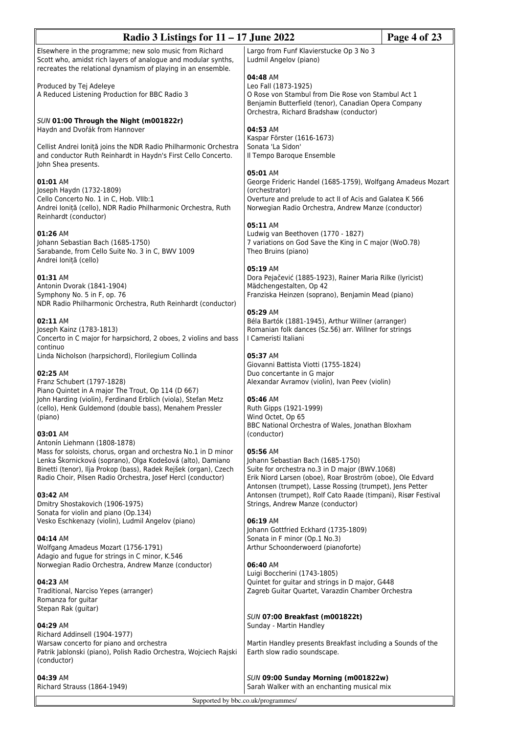Elsewhere in the programme; new solo music from Richard Scott who, amidst rich layers of analogue and modular synths, recreates the relational dynamism of playing in an ensemble.

Produced by Tej Adeleye
A Reduced Listening Production for BBC Radio 3

*SUN* **01:00 Through the Night (m001822r)**
Haydn and Dvořák from Hannover

Cellist Andrei Ioniță joins the NDR Radio Philharmonic Orchestra and conductor Ruth Reinhardt in Haydn's First Cello Concerto. John Shea presents.

**01:01** AM
Joseph Haydn (1732-1809)
Cello Concerto No. 1 in C, Hob. VIIb:1
Andrei Ioniță (cello), NDR Radio Philharmonic Orchestra, Ruth Reinhardt (conductor)

**01:26** AM
Johann Sebastian Bach (1685-1750)
Sarabande, from Cello Suite No. 3 in C, BWV 1009
Andrei Ioniță (cello)

**01:31** AM
Antonin Dvorak (1841-1904)
Symphony No. 5 in F, op. 76
NDR Radio Philharmonic Orchestra, Ruth Reinhardt (conductor)

**02:11** AM
Joseph Kainz (1783-1813)
Concerto in C major for harpsichord, 2 oboes, 2 violins and bass continuo
Linda Nicholson (harpsichord), Florilegium Collinda

**02:25** AM
Franz Schubert (1797-1828)
Piano Quintet in A major The Trout, Op 114 (D 667)
John Harding (violin), Ferdinand Erblich (viola), Stefan Metz (cello), Henk Guldemond (double bass), Menahem Pressler (piano)

**03:01** AM
Antonín Liehmann (1808-1878)
Mass for soloists, chorus, organ and orchestra No.1 in D minor
Lenka Škornicková (soprano), Olga Kodešová (alto), Damiano Binetti (tenor), Ilja Prokop (bass), Radek Rejšek (organ), Czech Radio Choir, Pilsen Radio Orchestra, Josef Hercl (conductor)

**03:42** AM
Dmitry Shostakovich (1906-1975)
Sonata for violin and piano (Op.134)
Vesko Eschkenazy (violin), Ludmil Angelov (piano)

**04:14** AM
Wolfgang Amadeus Mozart (1756-1791)
Adagio and fugue for strings in C minor, K.546
Norwegian Radio Orchestra, Andrew Manze (conductor)

**04:23** AM
Traditional, Narciso Yepes (arranger)
Romanza for guitar
Stepan Rak (guitar)

**04:29** AM
Richard Addinsell (1904-1977)
Warsaw concerto for piano and orchestra
Patrik Jablonski (piano), Polish Radio Orchestra, Wojciech Rajski (conductor)

**04:39** AM
Richard Strauss (1864-1949)
Largo from Funf Klavierstucke Op 3 No 3
Ludmil Angelov (piano)

**04:48** AM
Leo Fall (1873-1925)
O Rose von Stambul from Die Rose von Stambul Act 1
Benjamin Butterfield (tenor), Canadian Opera Company Orchestra, Richard Bradshaw (conductor)

**04:53** AM
Kaspar Förster (1616-1673)
Sonata 'La Sidon'
Il Tempo Baroque Ensemble

**05:01** AM
George Frideric Handel (1685-1759), Wolfgang Amadeus Mozart (orchestrator)
Overture and prelude to act II of Acis and Galatea K 566
Norwegian Radio Orchestra, Andrew Manze (conductor)

**05:11** AM
Ludwig van Beethoven (1770 - 1827)
7 variations on God Save the King in C major (WoO.78)
Theo Bruins (piano)

**05:19** AM
Dora Pejačević (1885-1923), Rainer Maria Rilke (lyricist)
Mädchengestalten, Op 42
Franziska Heinzen (soprano), Benjamin Mead (piano)

**05:29** AM
Béla Bartók (1881-1945), Arthur Willner (arranger)
Romanian folk dances (Sz.56) arr. Willner for strings
I Cameristi Italiani

**05:37** AM
Giovanni Battista Viotti (1755-1824)
Duo concertante in G major
Alexandar Avramov (violin), Ivan Peev (violin)

**05:46** AM
Ruth Gipps (1921-1999)
Wind Octet, Op 65
BBC National Orchestra of Wales, Jonathan Bloxham (conductor)

**05:56** AM
Johann Sebastian Bach (1685-1750)
Suite for orchestra no.3 in D major (BWV.1068)
Erik Niord Larsen (oboe), Roar Broström (oboe), Ole Edvard Antonsen (trumpet), Lasse Rossing (trumpet), Jens Petter Antonsen (trumpet), Rolf Cato Raade (timpani), Risør Festival Strings, Andrew Manze (conductor)

**06:19** AM
Johann Gottfried Eckhard (1735-1809)
Sonata in F minor (Op.1 No.3)
Arthur Schoonderwoerd (pianoforte)

**06:40** AM
Luigi Boccherini (1743-1805)
Quintet for guitar and strings in D major, G448
Zagreb Guitar Quartet, Varazdin Chamber Orchestra

*SUN* **07:00 Breakfast (m001822t)**
Sunday - Martin Handley

Martin Handley presents Breakfast including a Sounds of the Earth slow radio soundscape.

*SUN* **09:00 Sunday Morning (m001822w)**
Sarah Walker with an enchanting musical mix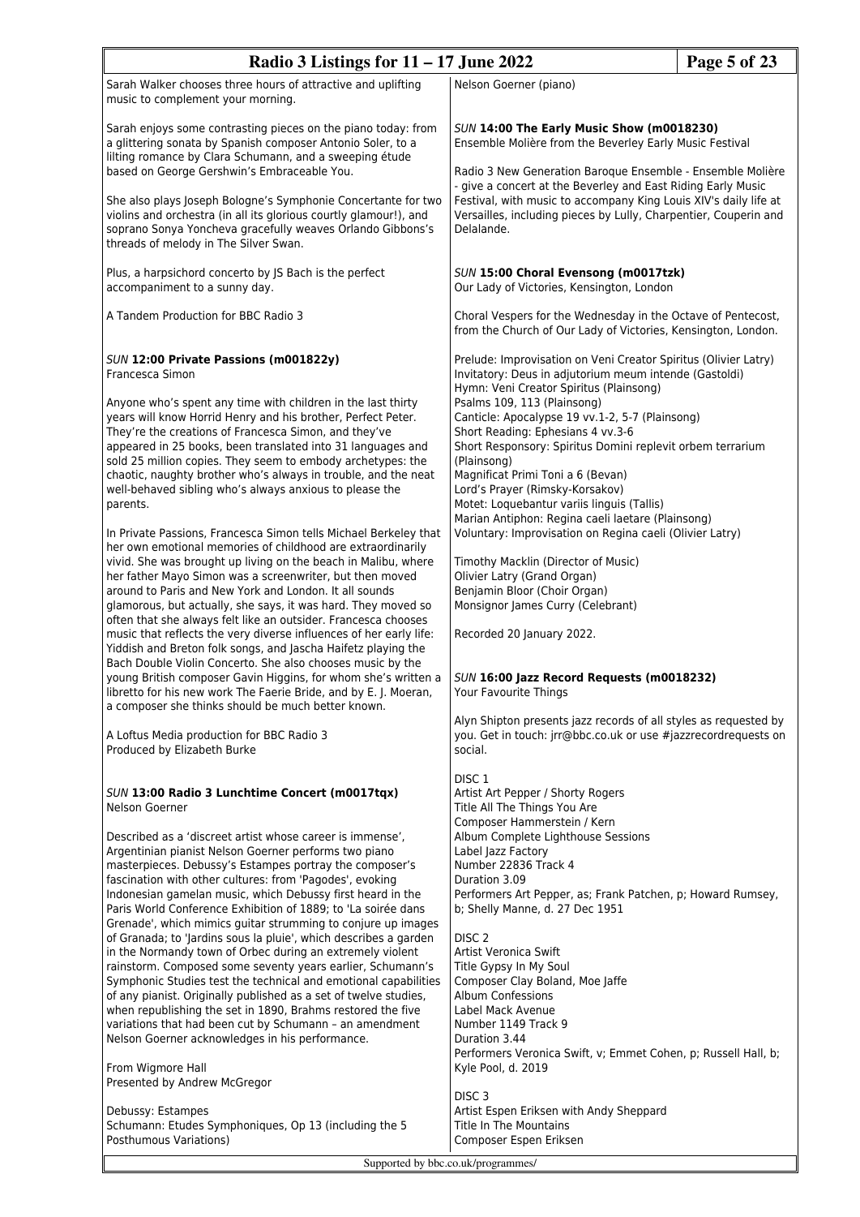Sarah Walker chooses three hours of attractive and uplifting music to complement your morning.

Sarah enjoys some contrasting pieces on the piano today: from a glittering sonata by Spanish composer Antonio Soler, to a lilting romance by Clara Schumann, and a sweeping étude based on George Gershwin's Embraceable You.

She also plays Joseph Bologne's Symphonie Concertante for two violins and orchestra (in all its glorious courtly glamour!), and soprano Sonya Yoncheva gracefully weaves Orlando Gibbons's threads of melody in The Silver Swan.

Plus, a harpsichord concerto by JS Bach is the perfect accompaniment to a sunny day.

A Tandem Production for BBC Radio 3

### *SUN* **12:00 Private Passions (m001822y)**

Francesca Simon

Anyone who's spent any time with children in the last thirty years will know Horrid Henry and his brother, Perfect Peter. They're the creations of Francesca Simon, and they've appeared in 25 books, been translated into 31 languages and sold 25 million copies. They seem to embody archetypes: the chaotic, naughty brother who's always in trouble, and the neat well-behaved sibling who's always anxious to please the parents.

In Private Passions, Francesca Simon tells Michael Berkeley that her own emotional memories of childhood are extraordinarily vivid. She was brought up living on the beach in Malibu, where her father Mayo Simon was a screenwriter, but then moved around to Paris and New York and London. It all sounds glamorous, but actually, she says, it was hard. They moved so often that she always felt like an outsider. Francesca chooses music that reflects the very diverse influences of her early life: Yiddish and Breton folk songs, and Jascha Haifetz playing the Bach Double Violin Concerto. She also chooses music by the young British composer Gavin Higgins, for whom she's written a libretto for his new work The Faerie Bride, and by E. J. Moeran, a composer she thinks should be much better known.

A Loftus Media production for BBC Radio 3
Produced by Elizabeth Burke

### *SUN* **13:00 Radio 3 Lunchtime Concert (m0017tqx)**

Nelson Goerner

Described as a 'discreet artist whose career is immense', Argentinian pianist Nelson Goerner performs two piano masterpieces. Debussy's Estampes portray the composer's fascination with other cultures: from 'Pagodes', evoking Indonesian gamelan music, which Debussy first heard in the Paris World Conference Exhibition of 1889; to 'La soirée dans Grenade', which mimics guitar strumming to conjure up images of Granada; to 'Jardins sous la pluie', which describes a garden in the Normandy town of Orbec during an extremely violent rainstorm. Composed some seventy years earlier, Schumann's Symphonic Studies test the technical and emotional capabilities of any pianist. Originally published as a set of twelve studies, when republishing the set in 1890, Brahms restored the five variations that had been cut by Schumann – an amendment Nelson Goerner acknowledges in his performance.

From Wigmore Hall
Presented by Andrew McGregor

Debussy: Estampes
Schumann: Etudes Symphoniques, Op 13 (including the 5 Posthumous Variations)

Nelson Goerner (piano)

### *SUN* **14:00 The Early Music Show (m0018230)**

Ensemble Molière from the Beverley Early Music Festival

Radio 3 New Generation Baroque Ensemble - Ensemble Molière - give a concert at the Beverley and East Riding Early Music Festival, with music to accompany King Louis XIV's daily life at Versailles, including pieces by Lully, Charpentier, Couperin and Delalande.

### *SUN* **15:00 Choral Evensong (m0017tzk)**

Our Lady of Victories, Kensington, London

Choral Vespers for the Wednesday in the Octave of Pentecost, from the Church of Our Lady of Victories, Kensington, London.

Prelude: Improvisation on Veni Creator Spiritus (Olivier Latry)
Invitatory: Deus in adjutorium meum intende (Gastoldi)
Hymn: Veni Creator Spiritus (Plainsong)
Psalms 109, 113 (Plainsong)
Canticle: Apocalypse 19 vv.1-2, 5-7 (Plainsong)
Short Reading: Ephesians 4 vv.3-6
Short Responsory: Spiritus Domini replevit orbem terrarium (Plainsong)
Magnificat Primi Toni a 6 (Bevan)
Lord's Prayer (Rimsky-Korsakov)
Motet: Loquebantur variis linguis (Tallis)
Marian Antiphon: Regina caeli laetare (Plainsong)
Voluntary: Improvisation on Regina caeli (Olivier Latry)

Timothy Macklin (Director of Music)
Olivier Latry (Grand Organ)
Benjamin Bloor (Choir Organ)
Monsignor James Curry (Celebrant)

Recorded 20 January 2022.

### *SUN* **16:00 Jazz Record Requests (m0018232)**

Your Favourite Things

Alyn Shipton presents jazz records of all styles as requested by you. Get in touch: jrr@bbc.co.uk or use #jazzrecordrequests on social.

DISC 1
Artist Art Pepper / Shorty Rogers
Title All The Things You Are
Composer Hammerstein / Kern
Album Complete Lighthouse Sessions
Label Jazz Factory
Number 22836 Track 4
Duration 3.09
Performers Art Pepper, as; Frank Patchen, p; Howard Rumsey, b; Shelly Manne, d. 27 Dec 1951

DISC 2
Artist Veronica Swift
Title Gypsy In My Soul
Composer Clay Boland, Moe Jaffe
Album Confessions
Label Mack Avenue
Number 1149 Track 9
Duration 3.44
Performers Veronica Swift, v; Emmet Cohen, p; Russell Hall, b; Kyle Pool, d. 2019

DISC 3
Artist Espen Eriksen with Andy Sheppard
Title In The Mountains
Composer Espen Eriksen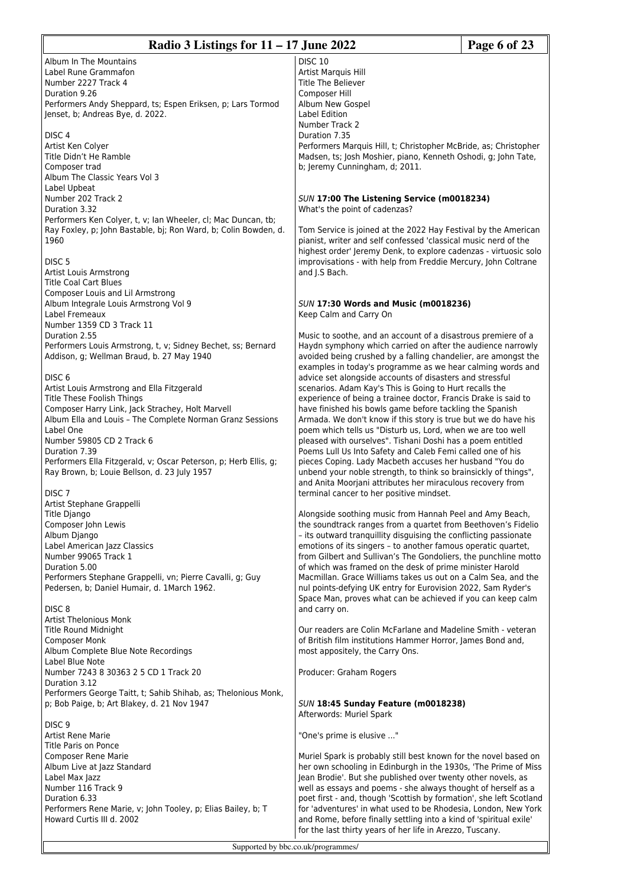Album In The Mountains
Label Rune Grammafon
Number 2227 Track 4
Duration 9.26
Performers Andy Sheppard, ts; Espen Eriksen, p; Lars Tormod Jenset, b; Andreas Bye, d. 2022.

DISC 4
Artist Ken Colyer
Title Didn't He Ramble
Composer trad
Album The Classic Years Vol 3
Label Upbeat
Number 202 Track 2
Duration 3.32
Performers Ken Colyer, t, v; Ian Wheeler, cl; Mac Duncan, tb; Ray Foxley, p; John Bastable, bj; Ron Ward, b; Colin Bowden, d. 1960

DISC 5
Artist Louis Armstrong
Title Coal Cart Blues
Composer Louis and Lil Armstrong
Album Integrale Louis Armstrong Vol 9
Label Fremeaux
Number 1359 CD 3 Track 11
Duration 2.55
Performers Louis Armstrong, t, v; Sidney Bechet, ss; Bernard Addison, g; Wellman Braud, b. 27 May 1940

DISC 6
Artist Louis Armstrong and Ella Fitzgerald
Title These Foolish Things
Composer Harry Link, Jack Strachey, Holt Marvell
Album Ella and Louis – The Complete Norman Granz Sessions
Label One
Number 59805 CD 2 Track 6
Duration 7.39
Performers Ella Fitzgerald, v; Oscar Peterson, p; Herb Ellis, g; Ray Brown, b; Louie Bellson, d. 23 July 1957

DISC 7
Artist Stephane Grappelli
Title Django
Composer John Lewis
Album Django
Label American Jazz Classics
Number 99065 Track 1
Duration 5.00
Performers Stephane Grappelli, vn; Pierre Cavalli, g; Guy Pedersen, b; Daniel Humair, d. 1March 1962.

DISC 8
Artist Thelonious Monk
Title Round Midnight
Composer Monk
Album Complete Blue Note Recordings
Label Blue Note
Number 7243 8 30363 2 5 CD 1 Track 20
Duration 3.12
Performers George Taitt, t; Sahib Shihab, as; Thelonious Monk, p; Bob Paige, b; Art Blakey, d. 21 Nov 1947

DISC 9
Artist Rene Marie
Title Paris on Ponce
Composer Rene Marie
Album Live at Jazz Standard
Label Max Jazz
Number 116 Track 9
Duration 6.33
Performers Rene Marie, v; John Tooley, p; Elias Bailey, b; T Howard Curtis III d. 2002

DISC 10
Artist Marquis Hill
Title The Believer
Composer Hill
Album New Gospel
Label Edition
Number Track 2
Duration 7.35
Performers Marquis Hill, t; Christopher McBride, as; Christopher Madsen, ts; Josh Moshier, piano, Kenneth Oshodi, g; John Tate, b; Jeremy Cunningham, d; 2011.

### *SUN* **17:00 The Listening Service (m0018234)**

What's the point of cadenzas?

Tom Service is joined at the 2022 Hay Festival by the American pianist, writer and self confessed 'classical music nerd of the highest order' Jeremy Denk, to explore cadenzas - virtuosic solo improvisations - with help from Freddie Mercury, John Coltrane and J.S Bach.

### *SUN* **17:30 Words and Music (m0018236)**

Keep Calm and Carry On

Music to soothe, and an account of a disastrous premiere of a Haydn symphony which carried on after the audience narrowly avoided being crushed by a falling chandelier, are amongst the examples in today's programme as we hear calming words and advice set alongside accounts of disasters and stressful scenarios. Adam Kay's This is Going to Hurt recalls the experience of being a trainee doctor, Francis Drake is said to have finished his bowls game before tackling the Spanish Armada. We don't know if this story is true but we do have his poem which tells us "Disturb us, Lord, when we are too well pleased with ourselves". Tishani Doshi has a poem entitled Poems Lull Us Into Safety and Caleb Femi called one of his pieces Coping. Lady Macbeth accuses her husband "You do unbend your noble strength, to think so brainsickly of things", and Anita Moorjani attributes her miraculous recovery from terminal cancer to her positive mindset.

Alongside soothing music from Hannah Peel and Amy Beach, the soundtrack ranges from a quartet from Beethoven's Fidelio – its outward tranquillity disguising the conflicting passionate emotions of its singers – to another famous operatic quartet, from Gilbert and Sullivan's The Gondoliers, the punchline motto of which was framed on the desk of prime minister Harold Macmillan. Grace Williams takes us out on a Calm Sea, and the nul points-defying UK entry for Eurovision 2022, Sam Ryder's Space Man, proves what can be achieved if you can keep calm and carry on.

Our readers are Colin McFarlane and Madeline Smith - veteran of British film institutions Hammer Horror, James Bond and, most appositely, the Carry Ons.

Producer: Graham Rogers

### *SUN* **18:45 Sunday Feature (m0018238)**

Afterwords: Muriel Spark

"One's prime is elusive ..."

Muriel Spark is probably still best known for the novel based on her own schooling in Edinburgh in the 1930s, 'The Prime of Miss Jean Brodie'. But she published over twenty other novels, as well as essays and poems - she always thought of herself as a poet first - and, though 'Scottish by formation', she left Scotland for 'adventures' in what used to be Rhodesia, London, New York and Rome, before finally settling into a kind of 'spiritual exile' for the last thirty years of her life in Arezzo, Tuscany.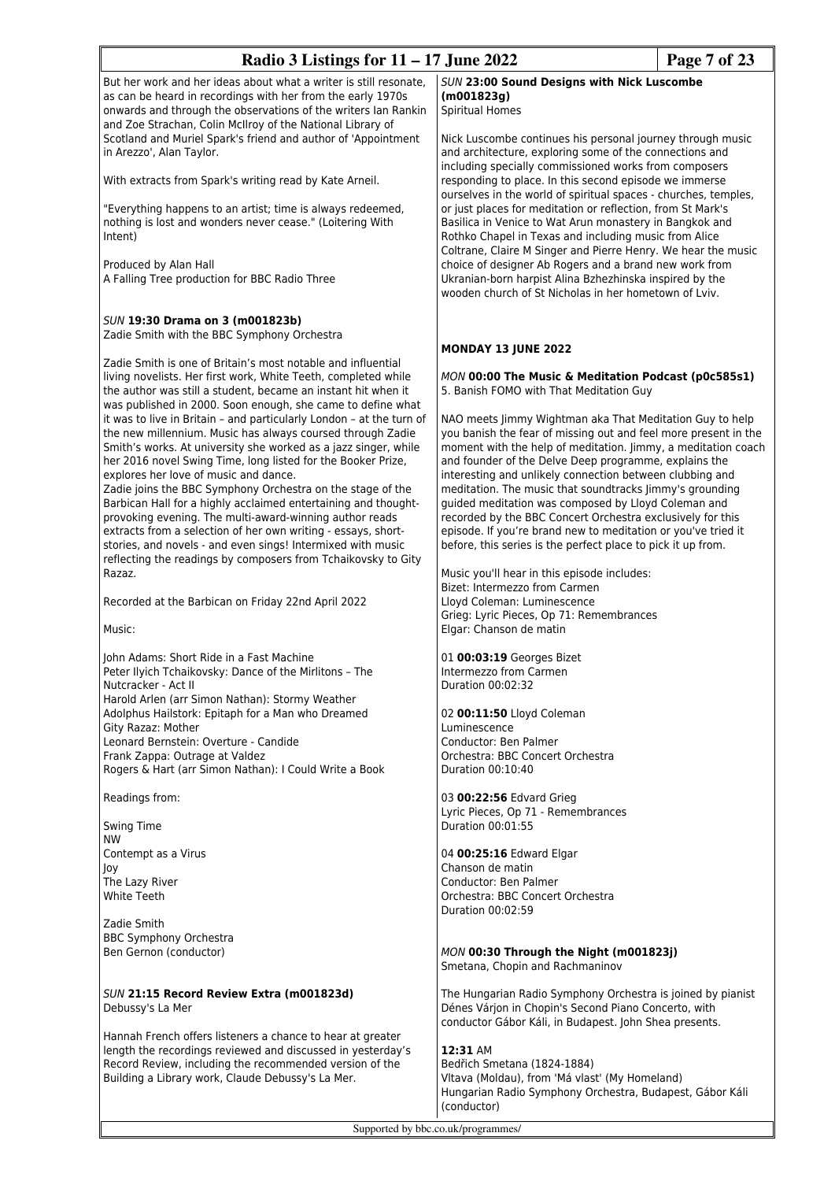But her work and her ideas about what a writer is still resonate, as can be heard in recordings with her from the early 1970s onwards and through the observations of the writers Ian Rankin and Zoe Strachan, Colin McIlroy of the National Library of Scotland and Muriel Spark's friend and author of 'Appointment in Arezzo', Alan Taylor.

With extracts from Spark's writing read by Kate Arneil.

"Everything happens to an artist; time is always redeemed, nothing is lost and wonders never cease." (Loitering With Intent)

Produced by Alan Hall
A Falling Tree production for BBC Radio Three

*SUN* **19:30 Drama on 3 (m001823b)**
Zadie Smith with the BBC Symphony Orchestra

Zadie Smith is one of Britain's most notable and influential living novelists. Her first work, White Teeth, completed while the author was still a student, became an instant hit when it was published in 2000. Soon enough, she came to define what it was to live in Britain – and particularly London – at the turn of the new millennium. Music has always coursed through Zadie Smith's works. At university she worked as a jazz singer, while her 2016 novel Swing Time, long listed for the Booker Prize, explores her love of music and dance.
Zadie joins the BBC Symphony Orchestra on the stage of the Barbican Hall for a highly acclaimed entertaining and thought-provoking evening. The multi-award-winning author reads extracts from a selection of her own writing - essays, short-stories, and novels - and even sings! Intermixed with music reflecting the readings by composers from Tchaikovsky to Gity Razaz.

Recorded at the Barbican on Friday 22nd April 2022

Music:

John Adams: Short Ride in a Fast Machine
Peter Ilyich Tchaikovsky: Dance of the Mirlitons – The Nutcracker - Act II
Harold Arlen (arr Simon Nathan): Stormy Weather
Adolphus Hailstork: Epitaph for a Man who Dreamed
Gity Razaz: Mother
Leonard Bernstein: Overture - Candide
Frank Zappa: Outrage at Valdez
Rogers & Hart (arr Simon Nathan): I Could Write a Book

Readings from:

Swing Time
NW
Contempt as a Virus
Joy
The Lazy River
White Teeth

Zadie Smith
BBC Symphony Orchestra
Ben Gernon (conductor)

*SUN* **21:15 Record Review Extra (m001823d)**
Debussy's La Mer

Hannah French offers listeners a chance to hear at greater length the recordings reviewed and discussed in yesterday's Record Review, including the recommended version of the Building a Library work, Claude Debussy's La Mer.

*SUN* **23:00 Sound Designs with Nick Luscombe (m001823g)**
Spiritual Homes

Nick Luscombe continues his personal journey through music and architecture, exploring some of the connections and including specially commissioned works from composers responding to place. In this second episode we immerse ourselves in the world of spiritual spaces - churches, temples, or just places for meditation or reflection, from St Mark's Basilica in Venice to Wat Arun monastery in Bangkok and Rothko Chapel in Texas and including music from Alice Coltrane, Claire M Singer and Pierre Henry. We hear the music choice of designer Ab Rogers and a brand new work from Ukranian-born harpist Alina Bzhezhinska inspired by the wooden church of St Nicholas in her hometown of Lviv.

**MONDAY 13 JUNE 2022**

*MON* **00:00 The Music & Meditation Podcast (p0c585s1)**
5. Banish FOMO with That Meditation Guy

NAO meets Jimmy Wightman aka That Meditation Guy to help you banish the fear of missing out and feel more present in the moment with the help of meditation. Jimmy, a meditation coach and founder of the Delve Deep programme, explains the interesting and unlikely connection between clubbing and meditation. The music that soundtracks Jimmy's grounding guided meditation was composed by Lloyd Coleman and recorded by the BBC Concert Orchestra exclusively for this episode. If you're brand new to meditation or you've tried it before, this series is the perfect place to pick it up from.

Music you'll hear in this episode includes:
Bizet: Intermezzo from Carmen
Lloyd Coleman: Luminescence
Grieg: Lyric Pieces, Op 71: Remembrances
Elgar: Chanson de matin

01 **00:03:19** Georges Bizet
Intermezzo from Carmen
Duration 00:02:32

02 **00:11:50** Lloyd Coleman
Luminescence
Conductor: Ben Palmer
Orchestra: BBC Concert Orchestra
Duration 00:10:40

03 **00:22:56** Edvard Grieg
Lyric Pieces, Op 71 - Remembrances
Duration 00:01:55

04 **00:25:16** Edward Elgar
Chanson de matin
Conductor: Ben Palmer
Orchestra: BBC Concert Orchestra
Duration 00:02:59

*MON* **00:30 Through the Night (m001823j)**
Smetana, Chopin and Rachmaninov

The Hungarian Radio Symphony Orchestra is joined by pianist Dénes Várjon in Chopin's Second Piano Concerto, with conductor Gábor Káli, in Budapest. John Shea presents.

**12:31** AM
Bedřich Smetana (1824-1884)
Vltava (Moldau), from 'Má vlast' (My Homeland)
Hungarian Radio Symphony Orchestra, Budapest, Gábor Káli (conductor)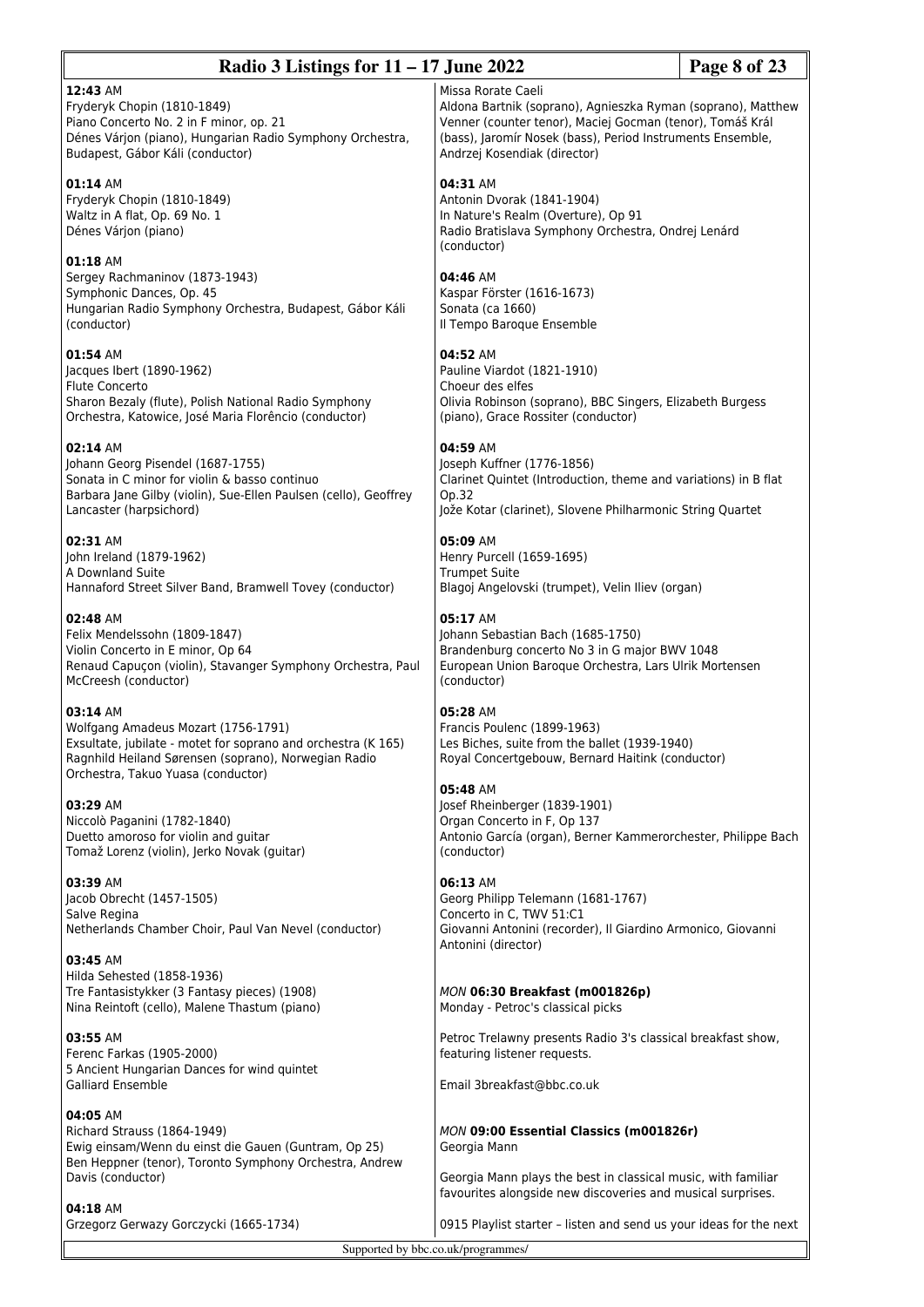**12:43** AM
Fryderyk Chopin (1810-1849)
Piano Concerto No. 2 in F minor, op. 21
Dénes Várjon (piano), Hungarian Radio Symphony Orchestra, Budapest, Gábor Káli (conductor)

**01:14** AM
Fryderyk Chopin (1810-1849)
Waltz in A flat, Op. 69 No. 1
Dénes Várjon (piano)

**01:18** AM
Sergey Rachmaninov (1873-1943)
Symphonic Dances, Op. 45
Hungarian Radio Symphony Orchestra, Budapest, Gábor Káli (conductor)

**01:54** AM
Jacques Ibert (1890-1962)
Flute Concerto
Sharon Bezaly (flute), Polish National Radio Symphony Orchestra, Katowice, José Maria Florêncio (conductor)

**02:14** AM
Johann Georg Pisendel (1687-1755)
Sonata in C minor for violin & basso continuo
Barbara Jane Gilby (violin), Sue-Ellen Paulsen (cello), Geoffrey Lancaster (harpsichord)

**02:31** AM
John Ireland (1879-1962)
A Downland Suite
Hannaford Street Silver Band, Bramwell Tovey (conductor)

**02:48** AM
Felix Mendelssohn (1809-1847)
Violin Concerto in E minor, Op 64
Renaud Capuçon (violin), Stavanger Symphony Orchestra, Paul McCreesh (conductor)

**03:14** AM
Wolfgang Amadeus Mozart (1756-1791)
Exsultate, jubilate - motet for soprano and orchestra (K 165)
Ragnhild Heiland Sørensen (soprano), Norwegian Radio Orchestra, Takuo Yuasa (conductor)

**03:29** AM
Niccolò Paganini (1782-1840)
Duetto amoroso for violin and guitar
Tomaž Lorenz (violin), Jerko Novak (guitar)

**03:39** AM
Jacob Obrecht (1457-1505)
Salve Regina
Netherlands Chamber Choir, Paul Van Nevel (conductor)

**03:45** AM
Hilda Sehested (1858-1936)
Tre Fantasistykker (3 Fantasy pieces) (1908)
Nina Reintoft (cello), Malene Thastum (piano)

**03:55** AM
Ferenc Farkas (1905-2000)
5 Ancient Hungarian Dances for wind quintet
Galliard Ensemble

**04:05** AM
Richard Strauss (1864-1949)
Ewig einsam/Wenn du einst die Gauen (Guntram, Op 25)
Ben Heppner (tenor), Toronto Symphony Orchestra, Andrew Davis (conductor)

**04:18** AM
Grzegorz Gerwazy Gorczycki (1665-1734)
Missa Rorate Caeli
Aldona Bartnik (soprano), Agnieszka Ryman (soprano), Matthew Venner (counter tenor), Maciej Gocman (tenor), Tomáš Král (bass), Jaromír Nosek (bass), Period Instruments Ensemble, Andrzej Kosendiak (director)

**04:31** AM
Antonin Dvorak (1841-1904)
In Nature's Realm (Overture), Op 91
Radio Bratislava Symphony Orchestra, Ondrej Lenárd (conductor)

**04:46** AM
Kaspar Förster (1616-1673)
Sonata (ca 1660)
Il Tempo Baroque Ensemble

**04:52** AM
Pauline Viardot (1821-1910)
Choeur des elfes
Olivia Robinson (soprano), BBC Singers, Elizabeth Burgess (piano), Grace Rossiter (conductor)

**04:59** AM
Joseph Kuffner (1776-1856)
Clarinet Quintet (Introduction, theme and variations) in B flat Op.32
Jože Kotar (clarinet), Slovene Philharmonic String Quartet

**05:09** AM
Henry Purcell (1659-1695)
Trumpet Suite
Blagoj Angelovski (trumpet), Velin Iliev (organ)

**05:17** AM
Johann Sebastian Bach (1685-1750)
Brandenburg concerto No 3 in G major BWV 1048
European Union Baroque Orchestra, Lars Ulrik Mortensen (conductor)

**05:28** AM
Francis Poulenc (1899-1963)
Les Biches, suite from the ballet (1939-1940)
Royal Concertgebouw, Bernard Haitink (conductor)

**05:48** AM
Josef Rheinberger (1839-1901)
Organ Concerto in F, Op 137
Antonio García (organ), Berner Kammerorchester, Philippe Bach (conductor)

**06:13** AM
Georg Philipp Telemann (1681-1767)
Concerto in C, TWV 51:C1
Giovanni Antonini (recorder), Il Giardino Armonico, Giovanni Antonini (director)

*MON* **06:30 Breakfast (m001826p)**
Monday - Petroc's classical picks

Petroc Trelawny presents Radio 3's classical breakfast show, featuring listener requests.

Email 3breakfast@bbc.co.uk

*MON* **09:00 Essential Classics (m001826r)**
Georgia Mann

Georgia Mann plays the best in classical music, with familiar favourites alongside new discoveries and musical surprises.

0915 Playlist starter – listen and send us your ideas for the next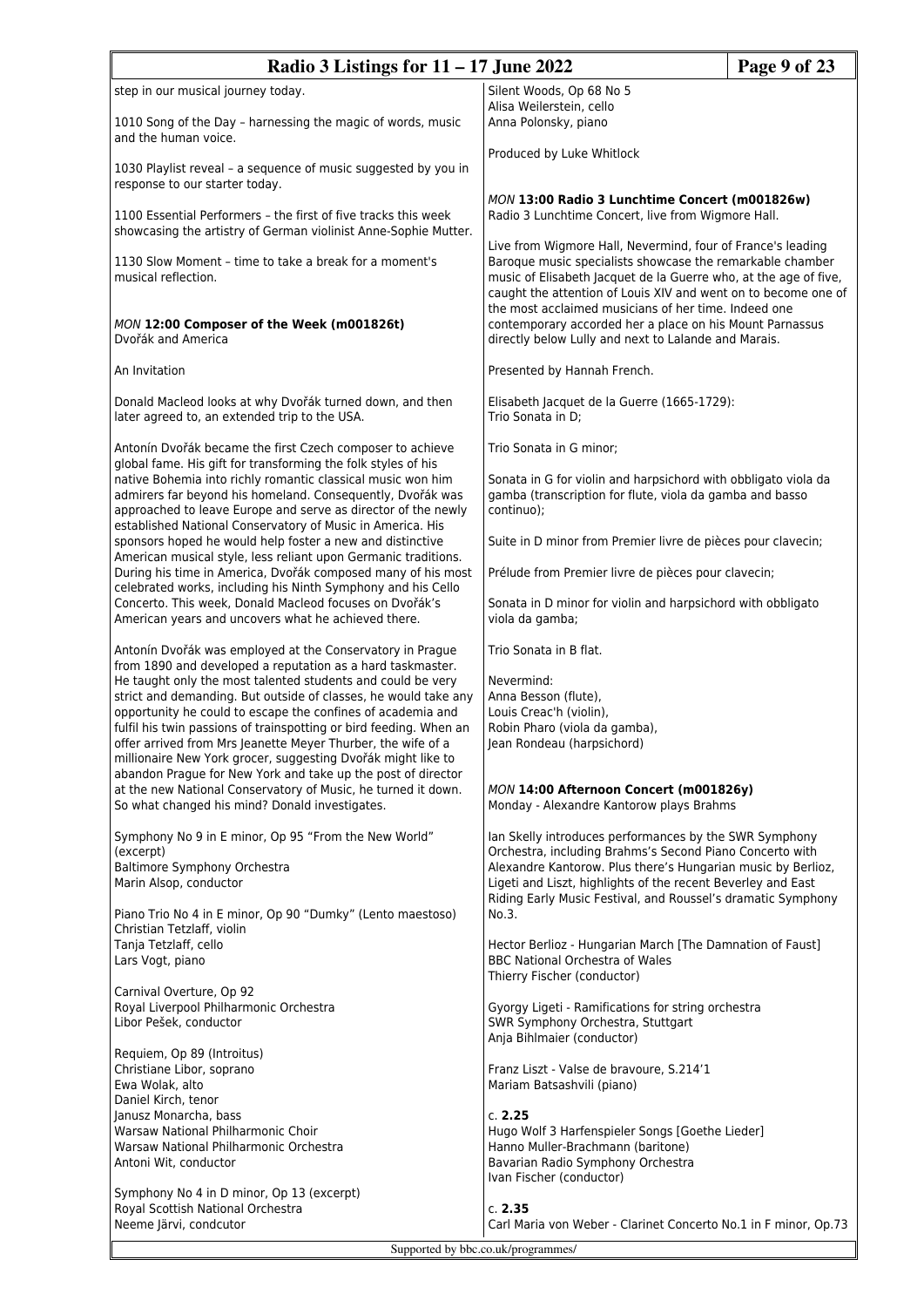step in our musical journey today.

1010 Song of the Day – harnessing the magic of words, music and the human voice.

1030 Playlist reveal – a sequence of music suggested by you in response to our starter today.

1100 Essential Performers – the first of five tracks this week showcasing the artistry of German violinist Anne-Sophie Mutter.

1130 Slow Moment – time to take a break for a moment's musical reflection.

### *MON* **12:00 Composer of the Week (m001826t)**
Dvořák and America

An Invitation

Donald Macleod looks at why Dvořák turned down, and then later agreed to, an extended trip to the USA.

Antonín Dvořák became the first Czech composer to achieve global fame. His gift for transforming the folk styles of his native Bohemia into richly romantic classical music won him admirers far beyond his homeland. Consequently, Dvořák was approached to leave Europe and serve as director of the newly established National Conservatory of Music in America. His sponsors hoped he would help foster a new and distinctive American musical style, less reliant upon Germanic traditions. During his time in America, Dvořák composed many of his most celebrated works, including his Ninth Symphony and his Cello Concerto. This week, Donald Macleod focuses on Dvořák's American years and uncovers what he achieved there.

Antonín Dvořák was employed at the Conservatory in Prague from 1890 and developed a reputation as a hard taskmaster. He taught only the most talented students and could be very strict and demanding. But outside of classes, he would take any opportunity he could to escape the confines of academia and fulfil his twin passions of trainspotting or bird feeding. When an offer arrived from Mrs Jeanette Meyer Thurber, the wife of a millionaire New York grocer, suggesting Dvořák might like to abandon Prague for New York and take up the post of director at the new National Conservatory of Music, he turned it down. So what changed his mind? Donald investigates.

Symphony No 9 in E minor, Op 95 "From the New World" (excerpt)
Baltimore Symphony Orchestra
Marin Alsop, conductor

Piano Trio No 4 in E minor, Op 90 "Dumky" (Lento maestoso)
Christian Tetzlaff, violin
Tanja Tetzlaff, cello
Lars Vogt, piano

Carnival Overture, Op 92
Royal Liverpool Philharmonic Orchestra
Libor Pešek, conductor

Requiem, Op 89 (Introitus)
Christiane Libor, soprano
Ewa Wolak, alto
Daniel Kirch, tenor
Janusz Monarcha, bass
Warsaw National Philharmonic Choir
Warsaw National Philharmonic Orchestra
Antoni Wit, conductor

Symphony No 4 in D minor, Op 13 (excerpt)
Royal Scottish National Orchestra
Neeme Järvi, condcutor

Silent Woods, Op 68 No 5
Alisa Weilerstein, cello
Anna Polonsky, piano

Produced by Luke Whitlock

### *MON* **13:00 Radio 3 Lunchtime Concert (m001826w)**
Radio 3 Lunchtime Concert, live from Wigmore Hall.

Live from Wigmore Hall, Nevermind, four of France's leading Baroque music specialists showcase the remarkable chamber music of Elisabeth Jacquet de la Guerre who, at the age of five, caught the attention of Louis XIV and went on to become one of the most acclaimed musicians of her time. Indeed one contemporary accorded her a place on his Mount Parnassus directly below Lully and next to Lalande and Marais.

Presented by Hannah French.

Elisabeth Jacquet de la Guerre (1665-1729):
Trio Sonata in D;

Trio Sonata in G minor;

Sonata in G for violin and harpsichord with obbligato viola da gamba (transcription for flute, viola da gamba and basso continuo);

Suite in D minor from Premier livre de pièces pour clavecin;

Prélude from Premier livre de pièces pour clavecin;

Sonata in D minor for violin and harpsichord with obbligato viola da gamba;

Trio Sonata in B flat.

Nevermind:
Anna Besson (flute),
Louis Creac'h (violin),
Robin Pharo (viola da gamba),
Jean Rondeau (harpsichord)

### *MON* **14:00 Afternoon Concert (m001826y)**
Monday - Alexandre Kantorow plays Brahms

Ian Skelly introduces performances by the SWR Symphony Orchestra, including Brahms's Second Piano Concerto with Alexandre Kantorow. Plus there's Hungarian music by Berlioz, Ligeti and Liszt, highlights of the recent Beverley and East Riding Early Music Festival, and Roussel's dramatic Symphony No.3.

Hector Berlioz - Hungarian March [The Damnation of Faust]
BBC National Orchestra of Wales
Thierry Fischer (conductor)

Gyorgy Ligeti - Ramifications for string orchestra
SWR Symphony Orchestra, Stuttgart
Anja Bihlmaier (conductor)

Franz Liszt - Valse de bravoure, S.214'1
Mariam Batsashvili (piano)

c. **2.25**
Hugo Wolf 3 Harfenspieler Songs [Goethe Lieder]
Hanno Muller-Brachmann (baritone)
Bavarian Radio Symphony Orchestra
Ivan Fischer (conductor)

c. **2.35**
Carl Maria von Weber - Clarinet Concerto No.1 in F minor, Op.73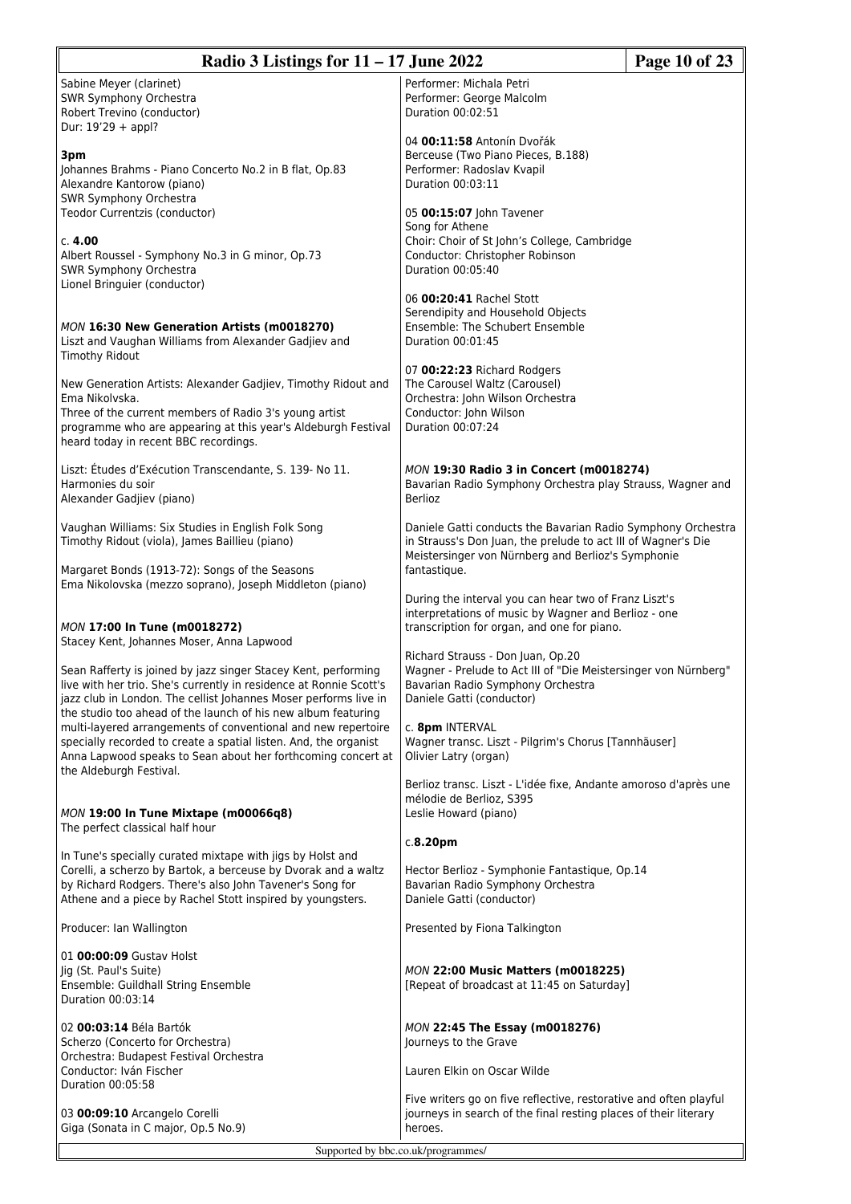Sabine Meyer (clarinet)
SWR Symphony Orchestra
Robert Trevino (conductor)
Dur: 19'29 + appl?

**3pm**
Johannes Brahms - Piano Concerto No.2 in B flat, Op.83
Alexandre Kantorow (piano)
SWR Symphony Orchestra
Teodor Currentzis (conductor)

c. **4.00**
Albert Roussel - Symphony No.3 in G minor, Op.73
SWR Symphony Orchestra
Lionel Bringuier (conductor)

### *MON* **16:30 New Generation Artists (m0018270)**
Liszt and Vaughan Williams from Alexander Gadjiev and Timothy Ridout

New Generation Artists: Alexander Gadjiev, Timothy Ridout and Ema Nikolvska.
Three of the current members of Radio 3's young artist programme who are appearing at this year's Aldeburgh Festival heard today in recent BBC recordings.

Liszt: Études d'Exécution Transcendante, S. 139- No 11. Harmonies du soir
Alexander Gadjiev (piano)

Vaughan Williams: Six Studies in English Folk Song
Timothy Ridout (viola), James Baillieu (piano)

Margaret Bonds (1913-72): Songs of the Seasons
Ema Nikolovska (mezzo soprano), Joseph Middleton (piano)

### *MON* **17:00 In Tune (m0018272)**
Stacey Kent, Johannes Moser, Anna Lapwood

Sean Rafferty is joined by jazz singer Stacey Kent, performing live with her trio. She's currently in residence at Ronnie Scott's jazz club in London. The cellist Johannes Moser performs live in the studio too ahead of the launch of his new album featuring multi-layered arrangements of conventional and new repertoire specially recorded to create a spatial listen. And, the organist Anna Lapwood speaks to Sean about her forthcoming concert at the Aldeburgh Festival.

### *MON* **19:00 In Tune Mixtape (m00066q8)**
The perfect classical half hour

In Tune's specially curated mixtape with jigs by Holst and Corelli, a scherzo by Bartok, a berceuse by Dvorak and a waltz by Richard Rodgers. There's also John Tavener's Song for Athene and a piece by Rachel Stott inspired by youngsters.

Producer: Ian Wallington

01 **00:00:09** Gustav Holst
Jig (St. Paul's Suite)
Ensemble: Guildhall String Ensemble
Duration 00:03:14

02 **00:03:14** Béla Bartók
Scherzo (Concerto for Orchestra)
Orchestra: Budapest Festival Orchestra
Conductor: Iván Fischer
Duration 00:05:58

03 **00:09:10** Arcangelo Corelli
Giga (Sonata in C major, Op.5 No.9)
Performer: Michala Petri
Performer: George Malcolm
Duration 00:02:51

04 **00:11:58** Antonín Dvořák
Berceuse (Two Piano Pieces, B.188)
Performer: Radoslav Kvapil
Duration 00:03:11

05 **00:15:07** John Tavener
Song for Athene
Choir: Choir of St John's College, Cambridge
Conductor: Christopher Robinson
Duration 00:05:40

06 **00:20:41** Rachel Stott
Serendipity and Household Objects
Ensemble: The Schubert Ensemble
Duration 00:01:45

07 **00:22:23** Richard Rodgers
The Carousel Waltz (Carousel)
Orchestra: John Wilson Orchestra
Conductor: John Wilson
Duration 00:07:24

### *MON* **19:30 Radio 3 in Concert (m0018274)**
Bavarian Radio Symphony Orchestra play Strauss, Wagner and Berlioz

Daniele Gatti conducts the Bavarian Radio Symphony Orchestra in Strauss's Don Juan, the prelude to act III of Wagner's Die Meistersinger von Nürnberg and Berlioz's Symphonie fantastique.

During the interval you can hear two of Franz Liszt's interpretations of music by Wagner and Berlioz - one transcription for organ, and one for piano.

Richard Strauss - Don Juan, Op.20
Wagner - Prelude to Act III of "Die Meistersinger von Nürnberg"
Bavarian Radio Symphony Orchestra
Daniele Gatti (conductor)

c. **8pm** INTERVAL
Wagner transc. Liszt - Pilgrim's Chorus [Tannhäuser]
Olivier Latry (organ)

Berlioz transc. Liszt - L'idée fixe, Andante amoroso d'après une mélodie de Berlioz, S395
Leslie Howard (piano)

c.**8.20pm**

Hector Berlioz - Symphonie Fantastique, Op.14
Bavarian Radio Symphony Orchestra
Daniele Gatti (conductor)

Presented by Fiona Talkington

### *MON* **22:00 Music Matters (m0018225)**
[Repeat of broadcast at 11:45 on Saturday]

### *MON* **22:45 The Essay (m0018276)**
Journeys to the Grave

Lauren Elkin on Oscar Wilde

Five writers go on five reflective, restorative and often playful journeys in search of the final resting places of their literary heroes.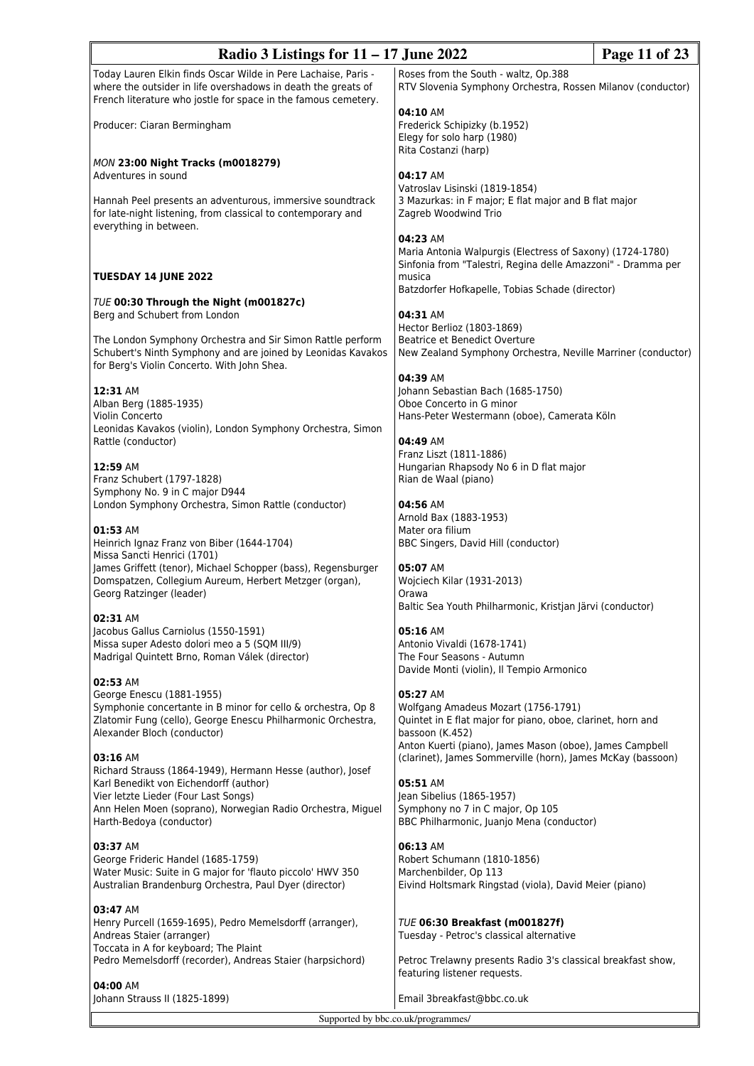Today Lauren Elkin finds Oscar Wilde in Pere Lachaise, Paris - where the outsider in life overshadows in death the greats of French literature who jostle for space in the famous cemetery.

Producer: Ciaran Bermingham

*MON* **23:00 Night Tracks (m0018279)**
Adventures in sound

Hannah Peel presents an adventurous, immersive soundtrack for late-night listening, from classical to contemporary and everything in between.

**TUESDAY 14 JUNE 2022**

*TUE* **00:30 Through the Night (m001827c)**
Berg and Schubert from London

The London Symphony Orchestra and Sir Simon Rattle perform Schubert's Ninth Symphony and are joined by Leonidas Kavakos for Berg's Violin Concerto. With John Shea.

**12:31** AM
Alban Berg (1885-1935)
Violin Concerto
Leonidas Kavakos (violin), London Symphony Orchestra, Simon Rattle (conductor)

**12:59** AM
Franz Schubert (1797-1828)
Symphony No. 9 in C major D944
London Symphony Orchestra, Simon Rattle (conductor)

**01:53** AM
Heinrich Ignaz Franz von Biber (1644-1704)
Missa Sancti Henrici (1701)
James Griffett (tenor), Michael Schopper (bass), Regensburger Domspatzen, Collegium Aureum, Herbert Metzger (organ), Georg Ratzinger (leader)

**02:31** AM
Jacobus Gallus Carniolus (1550-1591)
Missa super Adesto dolori meo a 5 (SQM III/9)
Madrigal Quintett Brno, Roman Válek (director)

**02:53** AM
George Enescu (1881-1955)
Symphonie concertante in B minor for cello & orchestra, Op 8
Zlatomir Fung (cello), George Enescu Philharmonic Orchestra, Alexander Bloch (conductor)

**03:16** AM
Richard Strauss (1864-1949), Hermann Hesse (author), Josef Karl Benedikt von Eichendorff (author)
Vier letzte Lieder (Four Last Songs)
Ann Helen Moen (soprano), Norwegian Radio Orchestra, Miguel Harth-Bedoya (conductor)

**03:37** AM
George Frideric Handel (1685-1759)
Water Music: Suite in G major for 'flauto piccolo' HWV 350
Australian Brandenburg Orchestra, Paul Dyer (director)

**03:47** AM
Henry Purcell (1659-1695), Pedro Memelsdorff (arranger), Andreas Staier (arranger)
Toccata in A for keyboard; The Plaint
Pedro Memelsdorff (recorder), Andreas Staier (harpsichord)

**04:00** AM
Johann Strauss II (1825-1899)
Roses from the South - waltz, Op.388
RTV Slovenia Symphony Orchestra, Rossen Milanov (conductor)

**04:10** AM
Frederick Schipizky (b.1952)
Elegy for solo harp (1980)
Rita Costanzi (harp)

**04:17** AM
Vatroslav Lisinski (1819-1854)
3 Mazurkas: in F major; E flat major and B flat major
Zagreb Woodwind Trio

**04:23** AM
Maria Antonia Walpurgis (Electress of Saxony) (1724-1780)
Sinfonia from "Talestri, Regina delle Amazzoni" - Dramma per musica
Batzdorfer Hofkapelle, Tobias Schade (director)

**04:31** AM
Hector Berlioz (1803-1869)
Beatrice et Benedict Overture
New Zealand Symphony Orchestra, Neville Marriner (conductor)

**04:39** AM
Johann Sebastian Bach (1685-1750)
Oboe Concerto in G minor
Hans-Peter Westermann (oboe), Camerata Köln

**04:49** AM
Franz Liszt (1811-1886)
Hungarian Rhapsody No 6 in D flat major
Rian de Waal (piano)

**04:56** AM
Arnold Bax (1883-1953)
Mater ora filium
BBC Singers, David Hill (conductor)

**05:07** AM
Wojciech Kilar (1931-2013)
Orawa
Baltic Sea Youth Philharmonic, Kristjan Järvi (conductor)

**05:16** AM
Antonio Vivaldi (1678-1741)
The Four Seasons - Autumn
Davide Monti (violin), Il Tempio Armonico

**05:27** AM
Wolfgang Amadeus Mozart (1756-1791)
Quintet in E flat major for piano, oboe, clarinet, horn and bassoon (K.452)
Anton Kuerti (piano), James Mason (oboe), James Campbell (clarinet), James Sommerville (horn), James McKay (bassoon)

**05:51** AM
Jean Sibelius (1865-1957)
Symphony no 7 in C major, Op 105
BBC Philharmonic, Juanjo Mena (conductor)

**06:13** AM
Robert Schumann (1810-1856)
Marchenbilder, Op 113
Eivind Holtsmark Ringstad (viola), David Meier (piano)

*TUE* **06:30 Breakfast (m001827f)**
Tuesday - Petroc's classical alternative

Petroc Trelawny presents Radio 3's classical breakfast show, featuring listener requests.

Email 3breakfast@bbc.co.uk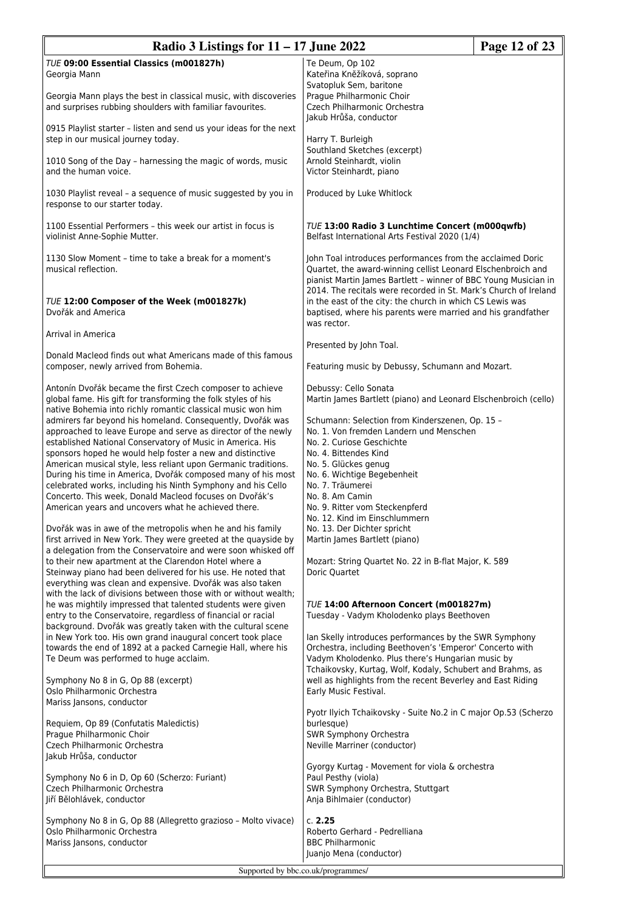*TUE* **09:00 Essential Classics (m001827h)**
Georgia Mann

Georgia Mann plays the best in classical music, with discoveries and surprises rubbing shoulders with familiar favourites.

0915 Playlist starter – listen and send us your ideas for the next step in our musical journey today.

1010 Song of the Day – harnessing the magic of words, music and the human voice.

1030 Playlist reveal – a sequence of music suggested by you in response to our starter today.

1100 Essential Performers – this week our artist in focus is violinist Anne-Sophie Mutter.

1130 Slow Moment – time to take a break for a moment's musical reflection.

*TUE* **12:00 Composer of the Week (m001827k)**
Dvořák and America

Arrival in America

Donald Macleod finds out what Americans made of this famous composer, newly arrived from Bohemia.

Antonín Dvořák became the first Czech composer to achieve global fame. His gift for transforming the folk styles of his native Bohemia into richly romantic classical music won him admirers far beyond his homeland. Consequently, Dvořák was approached to leave Europe and serve as director of the newly established National Conservatory of Music in America. His sponsors hoped he would help foster a new and distinctive American musical style, less reliant upon Germanic traditions. During his time in America, Dvořák composed many of his most celebrated works, including his Ninth Symphony and his Cello Concerto. This week, Donald Macleod focuses on Dvořák's American years and uncovers what he achieved there.

Dvořák was in awe of the metropolis when he and his family first arrived in New York. They were greeted at the quayside by a delegation from the Conservatoire and were soon whisked off to their new apartment at the Clarendon Hotel where a Steinway piano had been delivered for his use. He noted that everything was clean and expensive. Dvořák was also taken with the lack of divisions between those with or without wealth; he was mightily impressed that talented students were given entry to the Conservatoire, regardless of financial or racial background. Dvořák was greatly taken with the cultural scene in New York too. His own grand inaugural concert took place towards the end of 1892 at a packed Carnegie Hall, where his Te Deum was performed to huge acclaim.

Symphony No 8 in G, Op 88 (excerpt)
Oslo Philharmonic Orchestra
Mariss Jansons, conductor

Requiem, Op 89 (Confutatis Maledictis)
Prague Philharmonic Choir
Czech Philharmonic Orchestra
Jakub Hrůša, conductor

Symphony No 6 in D, Op 60 (Scherzo: Furiant)
Czech Philharmonic Orchestra
Jiří Bělohlávek, conductor

Symphony No 8 in G, Op 88 (Allegretto grazioso – Molto vivace)
Oslo Philharmonic Orchestra
Mariss Jansons, conductor

Te Deum, Op 102
Kateřina Kněžíková, soprano
Svatopluk Sem, baritone
Prague Philharmonic Choir
Czech Philharmonic Orchestra
Jakub Hrůša, conductor

Harry T. Burleigh
Southland Sketches (excerpt)
Arnold Steinhardt, violin
Victor Steinhardt, piano

Produced by Luke Whitlock

*TUE* **13:00 Radio 3 Lunchtime Concert (m000qwfb)**
Belfast International Arts Festival 2020 (1/4)

John Toal introduces performances from the acclaimed Doric Quartet, the award-winning cellist Leonard Elschenbroich and pianist Martin James Bartlett – winner of BBC Young Musician in 2014. The recitals were recorded in St. Mark's Church of Ireland in the east of the city: the church in which CS Lewis was baptised, where his parents were married and his grandfather was rector.

Presented by John Toal.

Featuring music by Debussy, Schumann and Mozart.

Debussy: Cello Sonata
Martin James Bartlett (piano) and Leonard Elschenbroich (cello)

Schumann: Selection from Kinderszenen, Op. 15 –
No. 1. Von fremden Landern und Menschen
No. 2. Curiose Geschichte
No. 4. Bittendes Kind
No. 5. Glückes genug
No. 6. Wichtige Begebenheit
No. 7. Träumerei
No. 8. Am Camin
No. 9. Ritter vom Steckenpferd
No. 12. Kind im Einschlummern
No. 13. Der Dichter spricht
Martin James Bartlett (piano)

Mozart: String Quartet No. 22 in B-flat Major, K. 589
Doric Quartet

*TUE* **14:00 Afternoon Concert (m001827m)**
Tuesday - Vadym Kholodenko plays Beethoven

Ian Skelly introduces performances by the SWR Symphony Orchestra, including Beethoven's 'Emperor' Concerto with Vadym Kholodenko. Plus there's Hungarian music by Tchaikovsky, Kurtag, Wolf, Kodaly, Schubert and Brahms, as well as highlights from the recent Beverley and East Riding Early Music Festival.

Pyotr Ilyich Tchaikovsky - Suite No.2 in C major Op.53 (Scherzo burlesque)
SWR Symphony Orchestra
Neville Marriner (conductor)

Gyorgy Kurtag - Movement for viola & orchestra
Paul Pesthy (viola)
SWR Symphony Orchestra, Stuttgart
Anja Bihlmaier (conductor)

c. **2.25**
Roberto Gerhard - Pedrelliana
BBC Philharmonic
Juanjo Mena (conductor)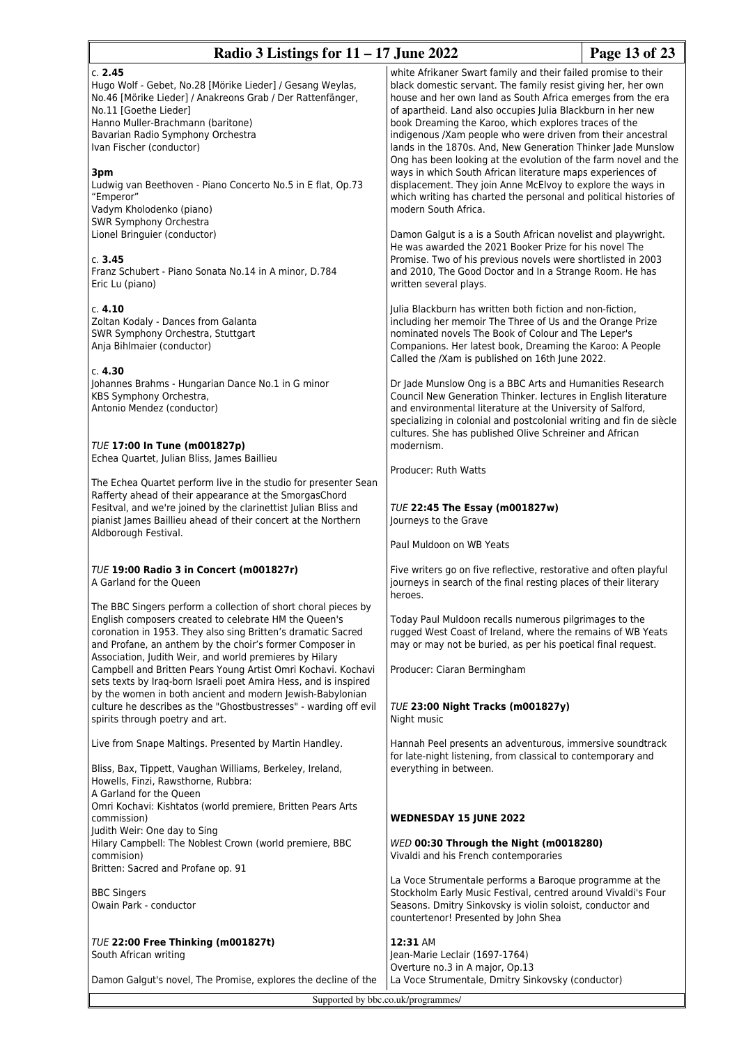c. **2.45**
Hugo Wolf - Gebet, No.28 [Mörike Lieder] / Gesang Weylas, No.46 [Mörike Lieder] / Anakreons Grab / Der Rattenfänger, No.11 [Goethe Lieder]
Hanno Muller-Brachmann (baritone)
Bavarian Radio Symphony Orchestra
Ivan Fischer (conductor)

**3pm**
Ludwig van Beethoven - Piano Concerto No.5 in E flat, Op.73 "Emperor"
Vadym Kholodenko (piano)
SWR Symphony Orchestra
Lionel Bringuier (conductor)

c. **3.45**
Franz Schubert - Piano Sonata No.14 in A minor, D.784
Eric Lu (piano)

c. **4.10**
Zoltan Kodaly - Dances from Galanta
SWR Symphony Orchestra, Stuttgart
Anja Bihlmaier (conductor)

c. **4.30**
Johannes Brahms - Hungarian Dance No.1 in G minor
KBS Symphony Orchestra,
Antonio Mendez (conductor)

### *TUE* **17:00 In Tune (m001827p)**
Echea Quartet, Julian Bliss, James Baillieu

The Echea Quartet perform live in the studio for presenter Sean Rafferty ahead of their appearance at the SmorgasChord Fesitval, and we're joined by the clarinettist Julian Bliss and pianist James Baillieu ahead of their concert at the Northern Aldborough Festival.

### *TUE* **19:00 Radio 3 in Concert (m001827r)**
A Garland for the Queen

The BBC Singers perform a collection of short choral pieces by English composers created to celebrate HM the Queen's coronation in 1953. They also sing Britten's dramatic Sacred and Profane, an anthem by the choir's former Composer in Association, Judith Weir, and world premieres by Hilary Campbell and Britten Pears Young Artist Omri Kochavi. Kochavi sets texts by Iraq-born Israeli poet Amira Hess, and is inspired by the women in both ancient and modern Jewish-Babylonian culture he describes as the "Ghostbustresses" - warding off evil spirits through poetry and art.

Live from Snape Maltings. Presented by Martin Handley.

Bliss, Bax, Tippett, Vaughan Williams, Berkeley, Ireland, Howells, Finzi, Rawsthorne, Rubbra:
A Garland for the Queen
Omri Kochavi: Kishtatos (world premiere, Britten Pears Arts commission)
Judith Weir: One day to Sing
Hilary Campbell: The Noblest Crown (world premiere, BBC commision)
Britten: Sacred and Profane op. 91

BBC Singers
Owain Park - conductor

### *TUE* **22:00 Free Thinking (m001827t)**
South African writing

Damon Galgut's novel, The Promise, explores the decline of the white Afrikaner Swart family and their failed promise to their black domestic servant. The family resist giving her, her own house and her own land as South Africa emerges from the era of apartheid. Land also occupies Julia Blackburn in her new book Dreaming the Karoo, which explores traces of the indigenous /Xam people who were driven from their ancestral lands in the 1870s. And, New Generation Thinker Jade Munslow Ong has been looking at the evolution of the farm novel and the ways in which South African literature maps experiences of displacement. They join Anne McElvoy to explore the ways in which writing has charted the personal and political histories of modern South Africa.

Damon Galgut is a is a South African novelist and playwright. He was awarded the 2021 Booker Prize for his novel The Promise. Two of his previous novels were shortlisted in 2003 and 2010, The Good Doctor and In a Strange Room. He has written several plays.

Julia Blackburn has written both fiction and non-fiction, including her memoir The Three of Us and the Orange Prize nominated novels The Book of Colour and The Leper's Companions. Her latest book, Dreaming the Karoo: A People Called the /Xam is published on 16th June 2022.

Dr Jade Munslow Ong is a BBC Arts and Humanities Research Council New Generation Thinker. lectures in English literature and environmental literature at the University of Salford, specializing in colonial and postcolonial writing and fin de siècle cultures. She has published Olive Schreiner and African modernism.

Producer: Ruth Watts

### *TUE* **22:45 The Essay (m001827w)**
Journeys to the Grave

Paul Muldoon on WB Yeats

Five writers go on five reflective, restorative and often playful journeys in search of the final resting places of their literary heroes.

Today Paul Muldoon recalls numerous pilgrimages to the rugged West Coast of Ireland, where the remains of WB Yeats may or may not be buried, as per his poetical final request.

Producer: Ciaran Bermingham

### *TUE* **23:00 Night Tracks (m001827y)**
Night music

Hannah Peel presents an adventurous, immersive soundtrack for late-night listening, from classical to contemporary and everything in between.

## WEDNESDAY 15 JUNE 2022

### *WED* **00:30 Through the Night (m0018280)**
Vivaldi and his French contemporaries

La Voce Strumentale performs a Baroque programme at the Stockholm Early Music Festival, centred around Vivaldi's Four Seasons. Dmitry Sinkovsky is violin soloist, conductor and countertenor! Presented by John Shea

**12:31** AM
Jean-Marie Leclair (1697-1764)
Overture no.3 in A major, Op.13
La Voce Strumentale, Dmitry Sinkovsky (conductor)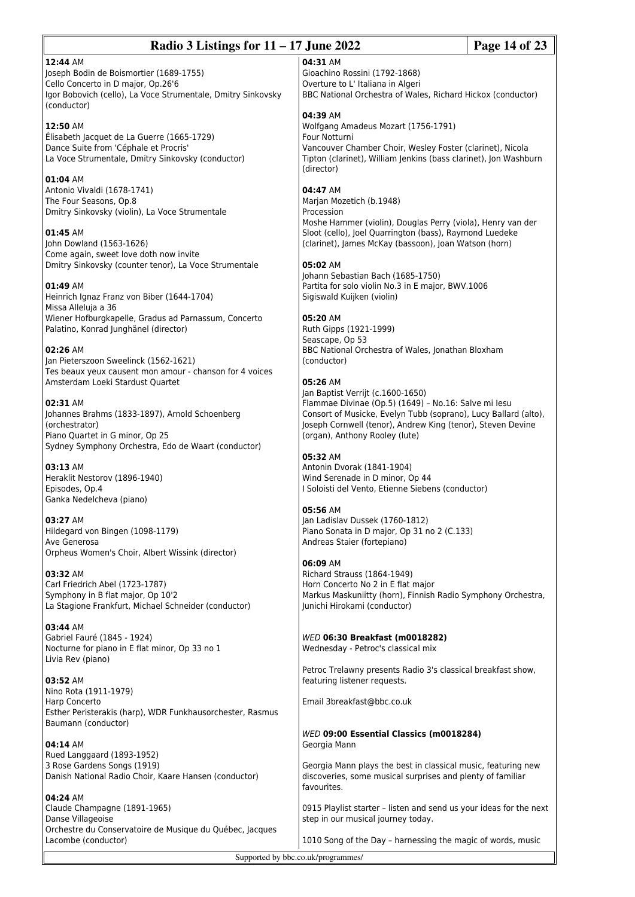**12:44** AM
Joseph Bodin de Boismortier (1689-1755)
Cello Concerto in D major, Op.26'6
Igor Bobovich (cello), La Voce Strumentale, Dmitry Sinkovsky (conductor)

**12:50** AM
Élisabeth Jacquet de La Guerre (1665-1729)
Dance Suite from 'Céphale et Procris'
La Voce Strumentale, Dmitry Sinkovsky (conductor)

**01:04** AM
Antonio Vivaldi (1678-1741)
The Four Seasons, Op.8
Dmitry Sinkovsky (violin), La Voce Strumentale

**01:45** AM
John Dowland (1563-1626)
Come again, sweet love doth now invite
Dmitry Sinkovsky (counter tenor), La Voce Strumentale

**01:49** AM
Heinrich Ignaz Franz von Biber (1644-1704)
Missa Alleluja a 36
Wiener Hofburgkapelle, Gradus ad Parnassum, Concerto Palatino, Konrad Junghänel (director)

**02:26** AM
Jan Pieterszoon Sweelinck (1562-1621)
Tes beaux yeux causent mon amour - chanson for 4 voices
Amsterdam Loeki Stardust Quartet

**02:31** AM
Johannes Brahms (1833-1897), Arnold Schoenberg (orchestrator)
Piano Quartet in G minor, Op 25
Sydney Symphony Orchestra, Edo de Waart (conductor)

**03:13** AM
Heraklit Nestorov (1896-1940)
Episodes, Op.4
Ganka Nedelcheva (piano)

**03:27** AM
Hildegard von Bingen (1098-1179)
Ave Generosa
Orpheus Women's Choir, Albert Wissink (director)

**03:32** AM
Carl Friedrich Abel (1723-1787)
Symphony in B flat major, Op 10'2
La Stagione Frankfurt, Michael Schneider (conductor)

**03:44** AM
Gabriel Fauré (1845 - 1924)
Nocturne for piano in E flat minor, Op 33 no 1
Livia Rev (piano)

**03:52** AM
Nino Rota (1911-1979)
Harp Concerto
Esther Peristerakis (harp), WDR Funkhausorchester, Rasmus Baumann (conductor)

**04:14** AM
Rued Langgaard (1893-1952)
3 Rose Gardens Songs (1919)
Danish National Radio Choir, Kaare Hansen (conductor)

**04:24** AM
Claude Champagne (1891-1965)
Danse Villageoise
Orchestre du Conservatoire de Musique du Québec, Jacques Lacombe (conductor)

**04:31** AM
Gioachino Rossini (1792-1868)
Overture to L' Italiana in Algeri
BBC National Orchestra of Wales, Richard Hickox (conductor)

**04:39** AM
Wolfgang Amadeus Mozart (1756-1791)
Four Notturni
Vancouver Chamber Choir, Wesley Foster (clarinet), Nicola Tipton (clarinet), William Jenkins (bass clarinet), Jon Washburn (director)

**04:47** AM
Marjan Mozetich (b.1948)
Procession
Moshe Hammer (violin), Douglas Perry (viola), Henry van der Sloot (cello), Joel Quarrington (bass), Raymond Luedeke (clarinet), James McKay (bassoon), Joan Watson (horn)

**05:02** AM
Johann Sebastian Bach (1685-1750)
Partita for solo violin No.3 in E major, BWV.1006
Sigiswald Kuijken (violin)

**05:20** AM
Ruth Gipps (1921-1999)
Seascape, Op 53
BBC National Orchestra of Wales, Jonathan Bloxham (conductor)

**05:26** AM
Jan Baptist Verrijt (c.1600-1650)
Flammae Divinae (Op.5) (1649) – No.16: Salve mi Iesu
Consort of Musicke, Evelyn Tubb (soprano), Lucy Ballard (alto), Joseph Cornwell (tenor), Andrew King (tenor), Steven Devine (organ), Anthony Rooley (lute)

**05:32** AM
Antonin Dvorak (1841-1904)
Wind Serenade in D minor, Op 44
I Soloisti del Vento, Etienne Siebens (conductor)

**05:56** AM
Jan Ladislav Dussek (1760-1812)
Piano Sonata in D major, Op 31 no 2 (C.133)
Andreas Staier (fortepiano)

**06:09** AM
Richard Strauss (1864-1949)
Horn Concerto No 2 in E flat major
Markus Maskuniitty (horn), Finnish Radio Symphony Orchestra, Junichi Hirokami (conductor)

*WED* **06:30 Breakfast (m0018282)**
Wednesday - Petroc's classical mix

Petroc Trelawny presents Radio 3's classical breakfast show, featuring listener requests.

Email 3breakfast@bbc.co.uk

*WED* **09:00 Essential Classics (m0018284)**
Georgia Mann

Georgia Mann plays the best in classical music, featuring new discoveries, some musical surprises and plenty of familiar favourites.

0915 Playlist starter – listen and send us your ideas for the next step in our musical journey today.

1010 Song of the Day – harnessing the magic of words, music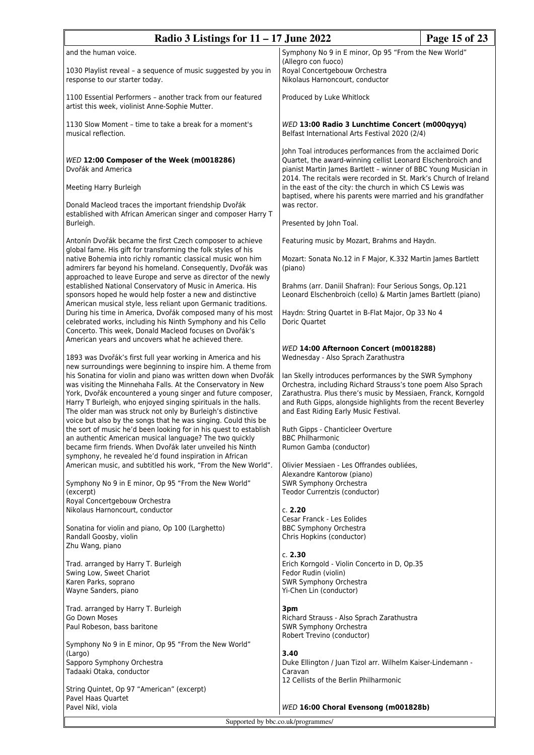and the human voice.

1030 Playlist reveal – a sequence of music suggested by you in response to our starter today.

1100 Essential Performers – another track from our featured artist this week, violinist Anne-Sophie Mutter.

1130 Slow Moment – time to take a break for a moment's musical reflection.

### *WED* **12:00 Composer of the Week (m0018286)**

Dvořák and America

Meeting Harry Burleigh

Donald Macleod traces the important friendship Dvořák established with African American singer and composer Harry T Burleigh.

Antonín Dvořák became the first Czech composer to achieve global fame. His gift for transforming the folk styles of his native Bohemia into richly romantic classical music won him admirers far beyond his homeland. Consequently, Dvořák was approached to leave Europe and serve as director of the newly established National Conservatory of Music in America. His sponsors hoped he would help foster a new and distinctive American musical style, less reliant upon Germanic traditions. During his time in America, Dvořák composed many of his most celebrated works, including his Ninth Symphony and his Cello Concerto. This week, Donald Macleod focuses on Dvořák's American years and uncovers what he achieved there.

1893 was Dvořák's first full year working in America and his new surroundings were beginning to inspire him. A theme from his Sonatina for violin and piano was written down when Dvořák was visiting the Minnehaha Falls. At the Conservatory in New York, Dvořák encountered a young singer and future composer, Harry T Burleigh, who enjoyed singing spirituals in the halls. The older man was struck not only by Burleigh's distinctive voice but also by the songs that he was singing. Could this be the sort of music he'd been looking for in his quest to establish an authentic American musical language? The two quickly became firm friends. When Dvořák later unveiled his Ninth symphony, he revealed he'd found inspiration in African American music, and subtitled his work, "From the New World".

Symphony No 9 in E minor, Op 95 "From the New World" (excerpt)
Royal Concertgebouw Orchestra
Nikolaus Harnoncourt, conductor

Sonatina for violin and piano, Op 100 (Larghetto)
Randall Goosby, violin
Zhu Wang, piano

Trad. arranged by Harry T. Burleigh
Swing Low, Sweet Chariot
Karen Parks, soprano
Wayne Sanders, piano

Trad. arranged by Harry T. Burleigh
Go Down Moses
Paul Robeson, bass baritone

Symphony No 9 in E minor, Op 95 "From the New World" (Largo)
Sapporo Symphony Orchestra
Tadaaki Otaka, conductor

String Quintet, Op 97 "American" (excerpt)
Pavel Haas Quartet
Pavel Nikl, viola

Symphony No 9 in E minor, Op 95 "From the New World" (Allegro con fuoco)
Royal Concertgebouw Orchestra
Nikolaus Harnoncourt, conductor

Produced by Luke Whitlock

### *WED* **13:00 Radio 3 Lunchtime Concert (m000qyyq)**

Belfast International Arts Festival 2020 (2/4)

John Toal introduces performances from the acclaimed Doric Quartet, the award-winning cellist Leonard Elschenbroich and pianist Martin James Bartlett – winner of BBC Young Musician in 2014. The recitals were recorded in St. Mark's Church of Ireland in the east of the city: the church in which CS Lewis was baptised, where his parents were married and his grandfather was rector.

Presented by John Toal.

Featuring music by Mozart, Brahms and Haydn.

Mozart: Sonata No.12 in F Major, K.332 Martin James Bartlett (piano)

Brahms (arr. Daniil Shafran): Four Serious Songs, Op.121
Leonard Elschenbroich (cello) & Martin James Bartlett (piano)

Haydn: String Quartet in B-Flat Major, Op 33 No 4
Doric Quartet

### *WED* **14:00 Afternoon Concert (m0018288)**

Wednesday - Also Sprach Zarathustra

Ian Skelly introduces performances by the SWR Symphony Orchestra, including Richard Strauss's tone poem Also Sprach Zarathustra. Plus there's music by Messiaen, Franck, Korngold and Ruth Gipps, alongside highlights from the recent Beverley and East Riding Early Music Festival.

Ruth Gipps - Chanticleer Overture
BBC Philharmonic
Rumon Gamba (conductor)

Olivier Messiaen - Les Offrandes oubliées,
Alexandre Kantorow (piano)
SWR Symphony Orchestra
Teodor Currentzis (conductor)

c. **2.20**
Cesar Franck - Les Eolides
BBC Symphony Orchestra
Chris Hopkins (conductor)

c. **2.30**
Erich Korngold - Violin Concerto in D, Op.35
Fedor Rudin (violin)
SWR Symphony Orchestra
Yi-Chen Lin (conductor)

**3pm**
Richard Strauss - Also Sprach Zarathustra
SWR Symphony Orchestra
Robert Trevino (conductor)

**3.40**
Duke Ellington / Juan Tizol arr. Wilhelm Kaiser-Lindemann - Caravan
12 Cellists of the Berlin Philharmonic

### *WED* **16:00 Choral Evensong (m001828b)**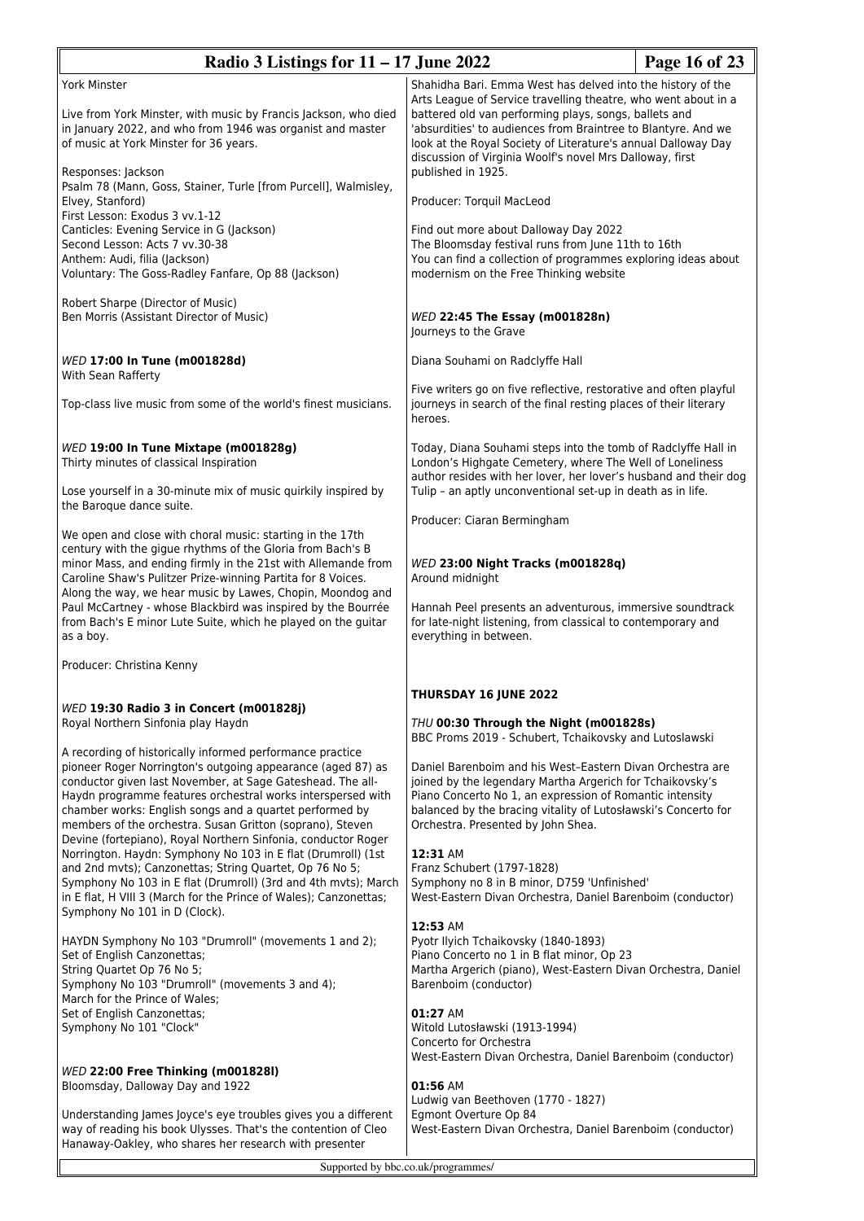York Minster

Live from York Minster, with music by Francis Jackson, who died in January 2022, and who from 1946 was organist and master of music at York Minster for 36 years.

Responses: Jackson
Psalm 78 (Mann, Goss, Stainer, Turle [from Purcell], Walmisley, Elvey, Stanford)
First Lesson: Exodus 3 vv.1-12
Canticles: Evening Service in G (Jackson)
Second Lesson: Acts 7 vv.30-38
Anthem: Audi, filia (Jackson)
Voluntary: The Goss-Radley Fanfare, Op 88 (Jackson)

Robert Sharpe (Director of Music)
Ben Morris (Assistant Director of Music)

### *WED* **17:00 In Tune (m001828d)**
With Sean Rafferty

Top-class live music from some of the world's finest musicians.

### *WED* **19:00 In Tune Mixtape (m001828g)**
Thirty minutes of classical Inspiration

Lose yourself in a 30-minute mix of music quirkily inspired by the Baroque dance suite.

We open and close with choral music: starting in the 17th century with the gigue rhythms of the Gloria from Bach's B minor Mass, and ending firmly in the 21st with Allemande from Caroline Shaw's Pulitzer Prize-winning Partita for 8 Voices. Along the way, we hear music by Lawes, Chopin, Moondog and Paul McCartney - whose Blackbird was inspired by the Bourrée from Bach's E minor Lute Suite, which he played on the guitar as a boy.

Producer: Christina Kenny

### *WED* **19:30 Radio 3 in Concert (m001828j)**
Royal Northern Sinfonia play Haydn

A recording of historically informed performance practice pioneer Roger Norrington's outgoing appearance (aged 87) as conductor given last November, at Sage Gateshead. The all-Haydn programme features orchestral works interspersed with chamber works: English songs and a quartet performed by members of the orchestra. Susan Gritton (soprano), Steven Devine (fortepiano), Royal Northern Sinfonia, conductor Roger Norrington. Haydn: Symphony No 103 in E flat (Drumroll) (1st and 2nd mvts); Canzonettas; String Quartet, Op 76 No 5; Symphony No 103 in E flat (Drumroll) (3rd and 4th mvts); March in E flat, H VIII 3 (March for the Prince of Wales); Canzonettas; Symphony No 101 in D (Clock).

HAYDN Symphony No 103 "Drumroll" (movements 1 and 2);
Set of English Canzonettas;
String Quartet Op 76 No 5;
Symphony No 103 "Drumroll" (movements 3 and 4);
March for the Prince of Wales;
Set of English Canzonettas;
Symphony No 101 "Clock"

### *WED* **22:00 Free Thinking (m001828l)**
Bloomsday, Dalloway Day and 1922

Understanding James Joyce's eye troubles gives you a different way of reading his book Ulysses. That's the contention of Cleo Hanaway-Oakley, who shares her research with presenter Shahidha Bari. Emma West has delved into the history of the Arts League of Service travelling theatre, who went about in a battered old van performing plays, songs, ballets and 'absurdities' to audiences from Braintree to Blantyre. And we look at the Royal Society of Literature's annual Dalloway Day discussion of Virginia Woolf's novel Mrs Dalloway, first published in 1925.

Producer: Torquil MacLeod

Find out more about Dalloway Day 2022
The Bloomsday festival runs from June 11th to 16th
You can find a collection of programmes exploring ideas about modernism on the Free Thinking website

### *WED* **22:45 The Essay (m001828n)**
Journeys to the Grave

Diana Souhami on Radclyffe Hall

Five writers go on five reflective, restorative and often playful journeys in search of the final resting places of their literary heroes.

Today, Diana Souhami steps into the tomb of Radclyffe Hall in London's Highgate Cemetery, where The Well of Loneliness author resides with her lover, her lover's husband and their dog Tulip – an aptly unconventional set-up in death as in life.

Producer: Ciaran Bermingham

### *WED* **23:00 Night Tracks (m001828q)**
Around midnight

Hannah Peel presents an adventurous, immersive soundtrack for late-night listening, from classical to contemporary and everything in between.

## THURSDAY 16 JUNE 2022

### *THU* **00:30 Through the Night (m001828s)**
BBC Proms 2019 - Schubert, Tchaikovsky and Lutoslawski

Daniel Barenboim and his West–Eastern Divan Orchestra are joined by the legendary Martha Argerich for Tchaikovsky's Piano Concerto No 1, an expression of Romantic intensity balanced by the bracing vitality of Lutosławski's Concerto for Orchestra. Presented by John Shea.

**12:31** AM
Franz Schubert (1797-1828)
Symphony no 8 in B minor, D759 'Unfinished'
West-Eastern Divan Orchestra, Daniel Barenboim (conductor)

**12:53** AM
Pyotr Ilyich Tchaikovsky (1840-1893)
Piano Concerto no 1 in B flat minor, Op 23
Martha Argerich (piano), West-Eastern Divan Orchestra, Daniel Barenboim (conductor)

**01:27** AM
Witold Lutosławski (1913-1994)
Concerto for Orchestra
West-Eastern Divan Orchestra, Daniel Barenboim (conductor)

**01:56** AM
Ludwig van Beethoven (1770 - 1827)
Egmont Overture Op 84
West-Eastern Divan Orchestra, Daniel Barenboim (conductor)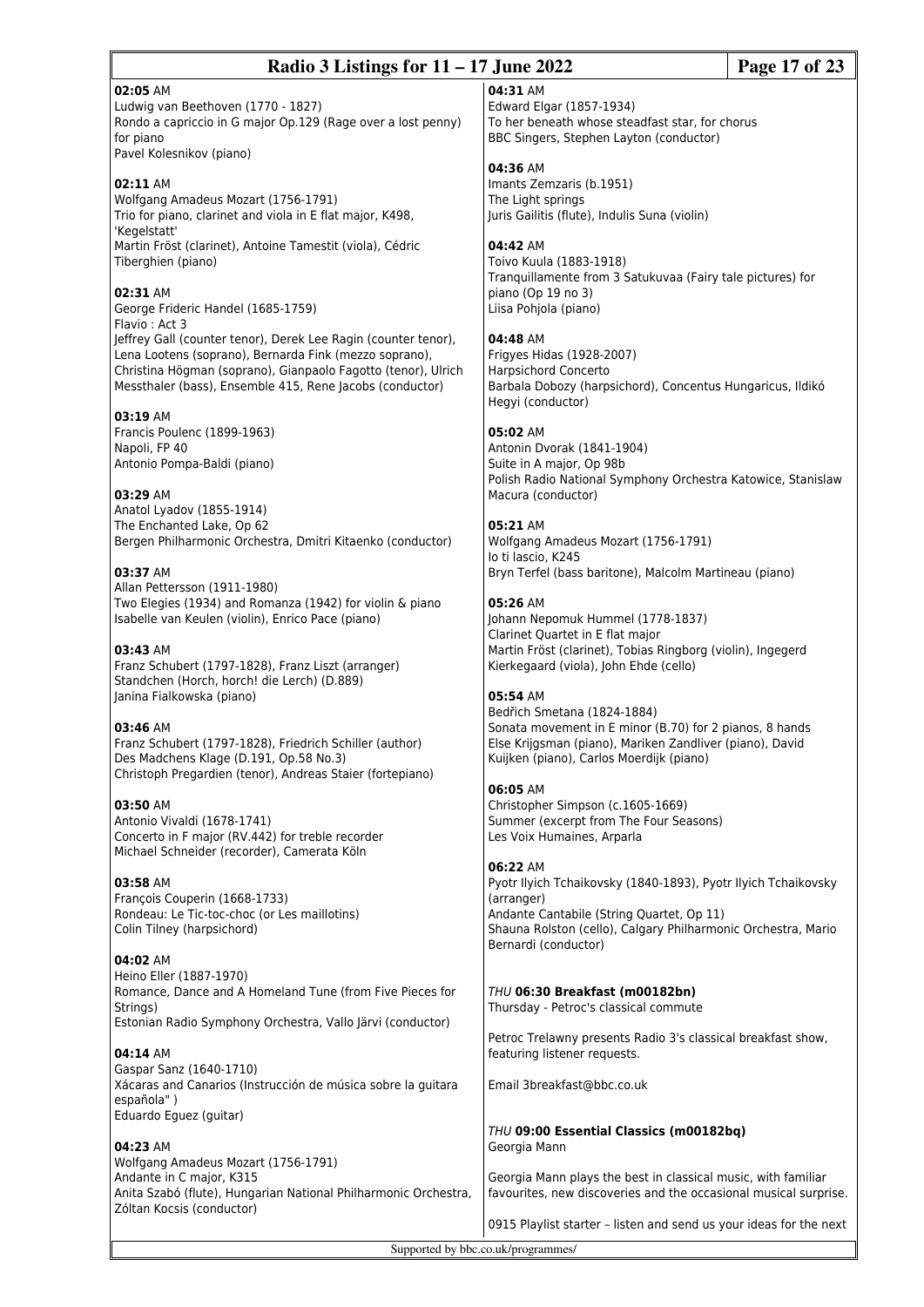**02:05** AM
Ludwig van Beethoven (1770 - 1827)
Rondo a capriccio in G major Op.129 (Rage over a lost penny) for piano
Pavel Kolesnikov (piano)

**02:11** AM
Wolfgang Amadeus Mozart (1756-1791)
Trio for piano, clarinet and viola in E flat major, K498, 'Kegelstatt'
Martin Fröst (clarinet), Antoine Tamestit (viola), Cédric Tiberghien (piano)

**02:31** AM
George Frideric Handel (1685-1759)
Flavio : Act 3
Jeffrey Gall (counter tenor), Derek Lee Ragin (counter tenor), Lena Lootens (soprano), Bernarda Fink (mezzo soprano), Christina Högman (soprano), Gianpaolo Fagotto (tenor), Ulrich Messthaler (bass), Ensemble 415, Rene Jacobs (conductor)

**03:19** AM
Francis Poulenc (1899-1963)
Napoli, FP 40
Antonio Pompa-Baldi (piano)

**03:29** AM
Anatol Lyadov (1855-1914)
The Enchanted Lake, Op 62
Bergen Philharmonic Orchestra, Dmitri Kitaenko (conductor)

**03:37** AM
Allan Pettersson (1911-1980)
Two Elegies (1934) and Romanza (1942) for violin & piano
Isabelle van Keulen (violin), Enrico Pace (piano)

**03:43** AM
Franz Schubert (1797-1828), Franz Liszt (arranger)
Standchen (Horch, horch! die Lerch) (D.889)
Janina Fialkowska (piano)

**03:46** AM
Franz Schubert (1797-1828), Friedrich Schiller (author)
Des Madchens Klage (D.191, Op.58 No.3)
Christoph Pregardien (tenor), Andreas Staier (fortepiano)

**03:50** AM
Antonio Vivaldi (1678-1741)
Concerto in F major (RV.442) for treble recorder
Michael Schneider (recorder), Camerata Köln

**03:58** AM
François Couperin (1668-1733)
Rondeau: Le Tic-toc-choc (or Les maillotins)
Colin Tilney (harpsichord)

**04:02** AM
Heino Eller (1887-1970)
Romance, Dance and A Homeland Tune (from Five Pieces for Strings)
Estonian Radio Symphony Orchestra, Vallo Järvi (conductor)

**04:14** AM
Gaspar Sanz (1640-1710)
Xácaras and Canarios (Instrucción de música sobre la guitara española" )
Eduardo Eguez (guitar)

**04:23** AM
Wolfgang Amadeus Mozart (1756-1791)
Andante in C major, K315
Anita Szabó (flute), Hungarian National Philharmonic Orchestra, Zóltan Kocsis (conductor)

**04:31** AM
Edward Elgar (1857-1934)
To her beneath whose steadfast star, for chorus
BBC Singers, Stephen Layton (conductor)

**04:36** AM
Imants Zemzaris (b.1951)
The Light springs
Juris Gailitis (flute), Indulis Suna (violin)

**04:42** AM
Toivo Kuula (1883-1918)
Tranquillamente from 3 Satukuvaa (Fairy tale pictures) for piano (Op 19 no 3)
Liisa Pohjola (piano)

**04:48** AM
Frigyes Hidas (1928-2007)
Harpsichord Concerto
Barbala Dobozy (harpsichord), Concentus Hungaricus, Ildikó Hegyi (conductor)

**05:02** AM
Antonin Dvorak (1841-1904)
Suite in A major, Op 98b
Polish Radio National Symphony Orchestra Katowice, Stanislaw Macura (conductor)

**05:21** AM
Wolfgang Amadeus Mozart (1756-1791)
Io ti lascio, K245
Bryn Terfel (bass baritone), Malcolm Martineau (piano)

**05:26** AM
Johann Nepomuk Hummel (1778-1837)
Clarinet Quartet in E flat major
Martin Fröst (clarinet), Tobias Ringborg (violin), Ingegerd Kierkegaard (viola), John Ehde (cello)

**05:54** AM
Bedřich Smetana (1824-1884)
Sonata movement in E minor (B.70) for 2 pianos, 8 hands
Else Krijgsman (piano), Mariken Zandliver (piano), David Kuijken (piano), Carlos Moerdijk (piano)

**06:05** AM
Christopher Simpson (c.1605-1669)
Summer (excerpt from The Four Seasons)
Les Voix Humaines, Arparla

**06:22** AM
Pyotr Ilyich Tchaikovsky (1840-1893), Pyotr Ilyich Tchaikovsky (arranger)
Andante Cantabile (String Quartet, Op 11)
Shauna Rolston (cello), Calgary Philharmonic Orchestra, Mario Bernardi (conductor)

*THU* **06:30 Breakfast (m00182bn)**
Thursday - Petroc's classical commute

Petroc Trelawny presents Radio 3's classical breakfast show, featuring listener requests.

Email 3breakfast@bbc.co.uk

*THU* **09:00 Essential Classics (m00182bq)**
Georgia Mann

Georgia Mann plays the best in classical music, with familiar favourites, new discoveries and the occasional musical surprise.

0915 Playlist starter – listen and send us your ideas for the next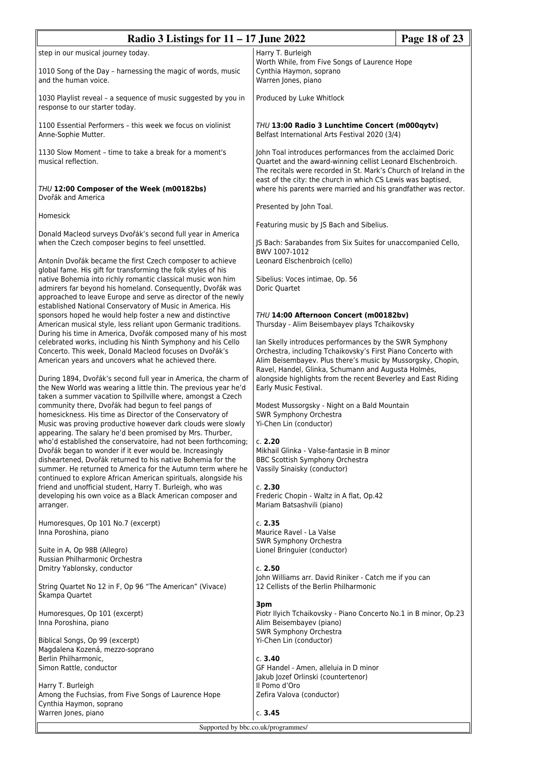step in our musical journey today.

1010 Song of the Day – harnessing the magic of words, music and the human voice.

1030 Playlist reveal – a sequence of music suggested by you in response to our starter today.

1100 Essential Performers – this week we focus on violinist Anne-Sophie Mutter.

1130 Slow Moment – time to take a break for a moment's musical reflection.

### *THU* 12:00 Composer of the Week (m00182bs)

Dvořák and America

Homesick

Donald Macleod surveys Dvořák's second full year in America when the Czech composer begins to feel unsettled.

Antonín Dvořák became the first Czech composer to achieve global fame. His gift for transforming the folk styles of his native Bohemia into richly romantic classical music won him admirers far beyond his homeland. Consequently, Dvořák was approached to leave Europe and serve as director of the newly established National Conservatory of Music in America. His sponsors hoped he would help foster a new and distinctive American musical style, less reliant upon Germanic traditions. During his time in America, Dvořák composed many of his most celebrated works, including his Ninth Symphony and his Cello Concerto. This week, Donald Macleod focuses on Dvořák's American years and uncovers what he achieved there.

During 1894, Dvořák's second full year in America, the charm of the New World was wearing a little thin. The previous year he'd taken a summer vacation to Spillville where, amongst a Czech community there, Dvořák had begun to feel pangs of homesickness. His time as Director of the Conservatory of Music was proving productive however dark clouds were slowly appearing. The salary he'd been promised by Mrs. Thurber, who'd established the conservatoire, had not been forthcoming; Dvořák began to wonder if it ever would be. Increasingly disheartened, Dvořák returned to his native Bohemia for the summer. He returned to America for the Autumn term where he continued to explore African American spirituals, alongside his friend and unofficial student, Harry T. Burleigh, who was developing his own voice as a Black American composer and arranger.

Humoresques, Op 101 No.7 (excerpt)
Inna Poroshina, piano

Suite in A, Op 98B (Allegro)
Russian Philharmonic Orchestra
Dmitry Yablonsky, conductor

String Quartet No 12 in F, Op 96 "The American" (Vivace)
Škampa Quartet

Humoresques, Op 101 (excerpt)
Inna Poroshina, piano

Biblical Songs, Op 99 (excerpt)
Magdalena Kozená, mezzo-soprano
Berlin Philharmonic,
Simon Rattle, conductor

Harry T. Burleigh
Among the Fuchsias, from Five Songs of Laurence Hope
Cynthia Haymon, soprano
Warren Jones, piano

Harry T. Burleigh
Worth While, from Five Songs of Laurence Hope
Cynthia Haymon, soprano
Warren Jones, piano

Produced by Luke Whitlock

### *THU* 13:00 Radio 3 Lunchtime Concert (m000qytv)

Belfast International Arts Festival 2020 (3/4)

John Toal introduces performances from the acclaimed Doric Quartet and the award-winning cellist Leonard Elschenbroich. The recitals were recorded in St. Mark's Church of Ireland in the east of the city: the church in which CS Lewis was baptised, where his parents were married and his grandfather was rector.

Presented by John Toal.

Featuring music by JS Bach and Sibelius.

JS Bach: Sarabandes from Six Suites for unaccompanied Cello, BWV 1007-1012
Leonard Elschenbroich (cello)

Sibelius: Voces intimae, Op. 56
Doric Quartet

### *THU* 14:00 Afternoon Concert (m00182bv)

Thursday - Alim Beisembayev plays Tchaikovsky

Ian Skelly introduces performances by the SWR Symphony Orchestra, including Tchaikovsky's First Piano Concerto with Alim Beisembayev. Plus there's music by Mussorgsky, Chopin, Ravel, Handel, Glinka, Schumann and Augusta Holmès, alongside highlights from the recent Beverley and East Riding Early Music Festival.

Modest Mussorgsky - Night on a Bald Mountain
SWR Symphony Orchestra
Yi-Chen Lin (conductor)

c. **2.20**
Mikhail Glinka - Valse-fantasie in B minor
BBC Scottish Symphony Orchestra
Vassily Sinaisky (conductor)

c. **2.30**
Frederic Chopin - Waltz in A flat, Op.42
Mariam Batsashvili (piano)

c. **2.35**
Maurice Ravel - La Valse
SWR Symphony Orchestra
Lionel Bringuier (conductor)

c. **2.50**
John Williams arr. David Riniker - Catch me if you can
12 Cellists of the Berlin Philharmonic

**3pm**
Piotr Ilyich Tchaikovsky - Piano Concerto No.1 in B minor, Op.23
Alim Beisembayev (piano)
SWR Symphony Orchestra
Yi-Chen Lin (conductor)

c. **3.40**
GF Handel - Amen, alleluia in D minor
Jakub Jozef Orlinski (countertenor)
Il Pomo d'Oro
Zefira Valova (conductor)

c. **3.45**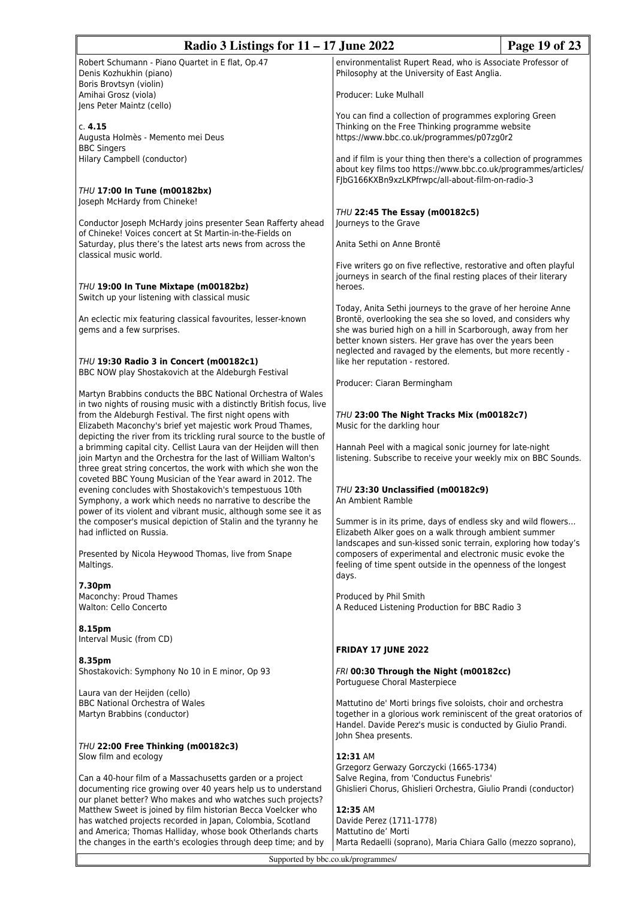Robert Schumann - Piano Quartet in E flat, Op.47
Denis Kozhukhin (piano)
Boris Brovtsyn (violin)
Amihai Grosz (viola)
Jens Peter Maintz (cello)

c. **4.15**
Augusta Holmès - Memento mei Deus
BBC Singers
Hilary Campbell (conductor)

*THU* **17:00 In Tune (m00182bx)**
Joseph McHardy from Chineke!

Conductor Joseph McHardy joins presenter Sean Rafferty ahead of Chineke! Voices concert at St Martin-in-the-Fields on Saturday, plus there's the latest arts news from across the classical music world.

*THU* **19:00 In Tune Mixtape (m00182bz)**
Switch up your listening with classical music

An eclectic mix featuring classical favourites, lesser-known gems and a few surprises.

*THU* **19:30 Radio 3 in Concert (m00182c1)**
BBC NOW play Shostakovich at the Aldeburgh Festival

Martyn Brabbins conducts the BBC National Orchestra of Wales in two nights of rousing music with a distinctly British focus, live from the Aldeburgh Festival. The first night opens with Elizabeth Maconchy's brief yet majestic work Proud Thames, depicting the river from its trickling rural source to the bustle of a brimming capital city. Cellist Laura van der Heijden will then join Martyn and the Orchestra for the last of William Walton's three great string concertos, the work with which she won the coveted BBC Young Musician of the Year award in 2012. The evening concludes with Shostakovich's tempestuous 10th Symphony, a work which needs no narrative to describe the power of its violent and vibrant music, although some see it as the composer's musical depiction of Stalin and the tyranny he had inflicted on Russia.

Presented by Nicola Heywood Thomas, live from Snape Maltings.

**7.30pm**
Maconchy: Proud Thames
Walton: Cello Concerto

**8.15pm**
Interval Music (from CD)

**8.35pm**
Shostakovich: Symphony No 10 in E minor, Op 93

Laura van der Heijden (cello)
BBC National Orchestra of Wales
Martyn Brabbins (conductor)

*THU* **22:00 Free Thinking (m00182c3)**
Slow film and ecology

Can a 40-hour film of a Massachusetts garden or a project documenting rice growing over 40 years help us to understand our planet better? Who makes and who watches such projects? Matthew Sweet is joined by film historian Becca Voelcker who has watched projects recorded in Japan, Colombia, Scotland and America; Thomas Halliday, whose book Otherlands charts the changes in the earth's ecologies through deep time; and by environmentalist Rupert Read, who is Associate Professor of Philosophy at the University of East Anglia.

Producer: Luke Mulhall

You can find a collection of programmes exploring Green Thinking on the Free Thinking programme website https://www.bbc.co.uk/programmes/p07zg0r2

and if film is your thing then there's a collection of programmes about key films too https://www.bbc.co.uk/programmes/articles/FJbG166KXBn9xzLKPfrwpc/all-about-film-on-radio-3

*THU* **22:45 The Essay (m00182c5)**
Journeys to the Grave

Anita Sethi on Anne Brontë

Five writers go on five reflective, restorative and often playful journeys in search of the final resting places of their literary heroes.

Today, Anita Sethi journeys to the grave of her heroine Anne Brontë, overlooking the sea she so loved, and considers why she was buried high on a hill in Scarborough, away from her better known sisters. Her grave has over the years been neglected and ravaged by the elements, but more recently - like her reputation - restored.

Producer: Ciaran Bermingham

*THU* **23:00 The Night Tracks Mix (m00182c7)**
Music for the darkling hour

Hannah Peel with a magical sonic journey for late-night listening. Subscribe to receive your weekly mix on BBC Sounds.

*THU* **23:30 Unclassified (m00182c9)**
An Ambient Ramble

Summer is in its prime, days of endless sky and wild flowers… Elizabeth Alker goes on a walk through ambient summer landscapes and sun-kissed sonic terrain, exploring how today's composers of experimental and electronic music evoke the feeling of time spent outside in the openness of the longest days.

Produced by Phil Smith
A Reduced Listening Production for BBC Radio 3

**FRIDAY 17 JUNE 2022**

*FRI* **00:30 Through the Night (m00182cc)**
Portuguese Choral Masterpiece

Mattutino de' Morti brings five soloists, choir and orchestra together in a glorious work reminiscent of the great oratorios of Handel. Davide Perez's music is conducted by Giulio Prandi. John Shea presents.

**12:31** AM
Grzegorz Gerwazy Gorczycki (1665-1734)
Salve Regina, from 'Conductus Funebris'
Ghislieri Chorus, Ghislieri Orchestra, Giulio Prandi (conductor)

**12:35** AM
Davide Perez (1711-1778)
Mattutino de' Morti
Marta Redaelli (soprano), Maria Chiara Gallo (mezzo soprano),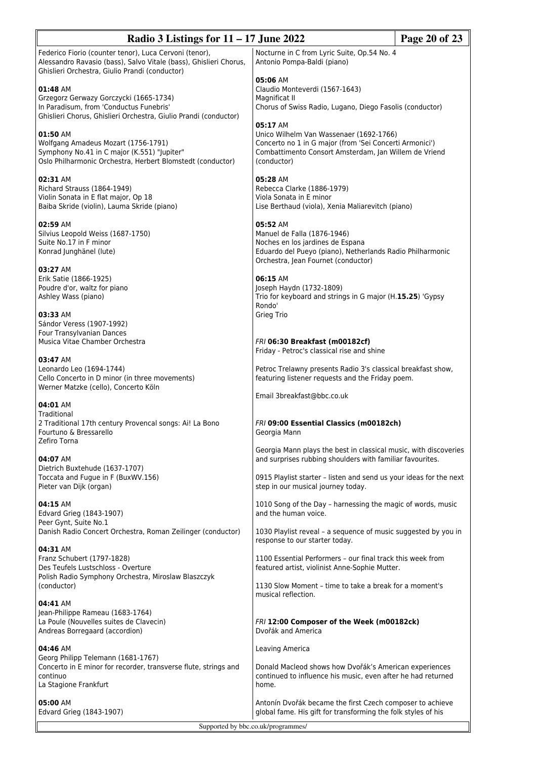Federico Fiorio (counter tenor), Luca Cervoni (tenor), Alessandro Ravasio (bass), Salvo Vitale (bass), Ghislieri Chorus, Ghislieri Orchestra, Giulio Prandi (conductor)

**01:48** AM
Grzegorz Gerwazy Gorczycki (1665-1734)
In Paradisum, from 'Conductus Funebris'
Ghislieri Chorus, Ghislieri Orchestra, Giulio Prandi (conductor)

**01:50** AM
Wolfgang Amadeus Mozart (1756-1791)
Symphony No.41 in C major (K.551) "Jupiter"
Oslo Philharmonic Orchestra, Herbert Blomstedt (conductor)

**02:31** AM
Richard Strauss (1864-1949)
Violin Sonata in E flat major, Op 18
Baiba Skride (violin), Lauma Skride (piano)

**02:59** AM
Silvius Leopold Weiss (1687-1750)
Suite No.17 in F minor
Konrad Junghänel (lute)

**03:27** AM
Erik Satie (1866-1925)
Poudre d'or, waltz for piano
Ashley Wass (piano)

**03:33** AM
Sándor Veress (1907-1992)
Four Transylvanian Dances
Musica Vitae Chamber Orchestra

**03:47** AM
Leonardo Leo (1694-1744)
Cello Concerto in D minor (in three movements)
Werner Matzke (cello), Concerto Köln

**04:01** AM
Traditional
2 Traditional 17th century Provencal songs: Ai! La Bono Fourtuno & Bressarello
Zefiro Torna

**04:07** AM
Dietrich Buxtehude (1637-1707)
Toccata and Fugue in F (BuxWV.156)
Pieter van Dijk (organ)

**04:15** AM
Edvard Grieg (1843-1907)
Peer Gynt, Suite No.1
Danish Radio Concert Orchestra, Roman Zeilinger (conductor)

**04:31** AM
Franz Schubert (1797-1828)
Des Teufels Lustschloss - Overture
Polish Radio Symphony Orchestra, Miroslaw Blaszczyk (conductor)

**04:41** AM
Jean-Philippe Rameau (1683-1764)
La Poule (Nouvelles suites de Clavecin)
Andreas Borregaard (accordion)

**04:46** AM
Georg Philipp Telemann (1681-1767)
Concerto in E minor for recorder, transverse flute, strings and continuo
La Stagione Frankfurt

**05:00** AM
Edvard Grieg (1843-1907)
Nocturne in C from Lyric Suite, Op.54 No. 4
Antonio Pompa-Baldi (piano)

**05:06** AM
Claudio Monteverdi (1567-1643)
Magnificat II
Chorus of Swiss Radio, Lugano, Diego Fasolis (conductor)

**05:17** AM
Unico Wilhelm Van Wassenaer (1692-1766)
Concerto no 1 in G major (from 'Sei Concerti Armonici')
Combattimento Consort Amsterdam, Jan Willem de Vriend (conductor)

**05:28** AM
Rebecca Clarke (1886-1979)
Viola Sonata in E minor
Lise Berthaud (viola), Xenia Maliarevitch (piano)

**05:52** AM
Manuel de Falla (1876-1946)
Noches en los jardines de Espana
Eduardo del Pueyo (piano), Netherlands Radio Philharmonic Orchestra, Jean Fournet (conductor)

**06:15** AM
Joseph Haydn (1732-1809)
Trio for keyboard and strings in G major (H.**15.25**) 'Gypsy Rondo'
Grieg Trio

*FRI* **06:30 Breakfast (m00182cf)**
Friday - Petroc's classical rise and shine

Petroc Trelawny presents Radio 3's classical breakfast show, featuring listener requests and the Friday poem.

Email 3breakfast@bbc.co.uk

*FRI* **09:00 Essential Classics (m00182ch)**
Georgia Mann

Georgia Mann plays the best in classical music, with discoveries and surprises rubbing shoulders with familiar favourites.

0915 Playlist starter – listen and send us your ideas for the next step in our musical journey today.

1010 Song of the Day – harnessing the magic of words, music and the human voice.

1030 Playlist reveal – a sequence of music suggested by you in response to our starter today.

1100 Essential Performers – our final track this week from featured artist, violinist Anne-Sophie Mutter.

1130 Slow Moment – time to take a break for a moment's musical reflection.

*FRI* **12:00 Composer of the Week (m00182ck)**
Dvořák and America

Leaving America

Donald Macleod shows how Dvořák's American experiences continued to influence his music, even after he had returned home.

Antonín Dvořák became the first Czech composer to achieve global fame. His gift for transforming the folk styles of his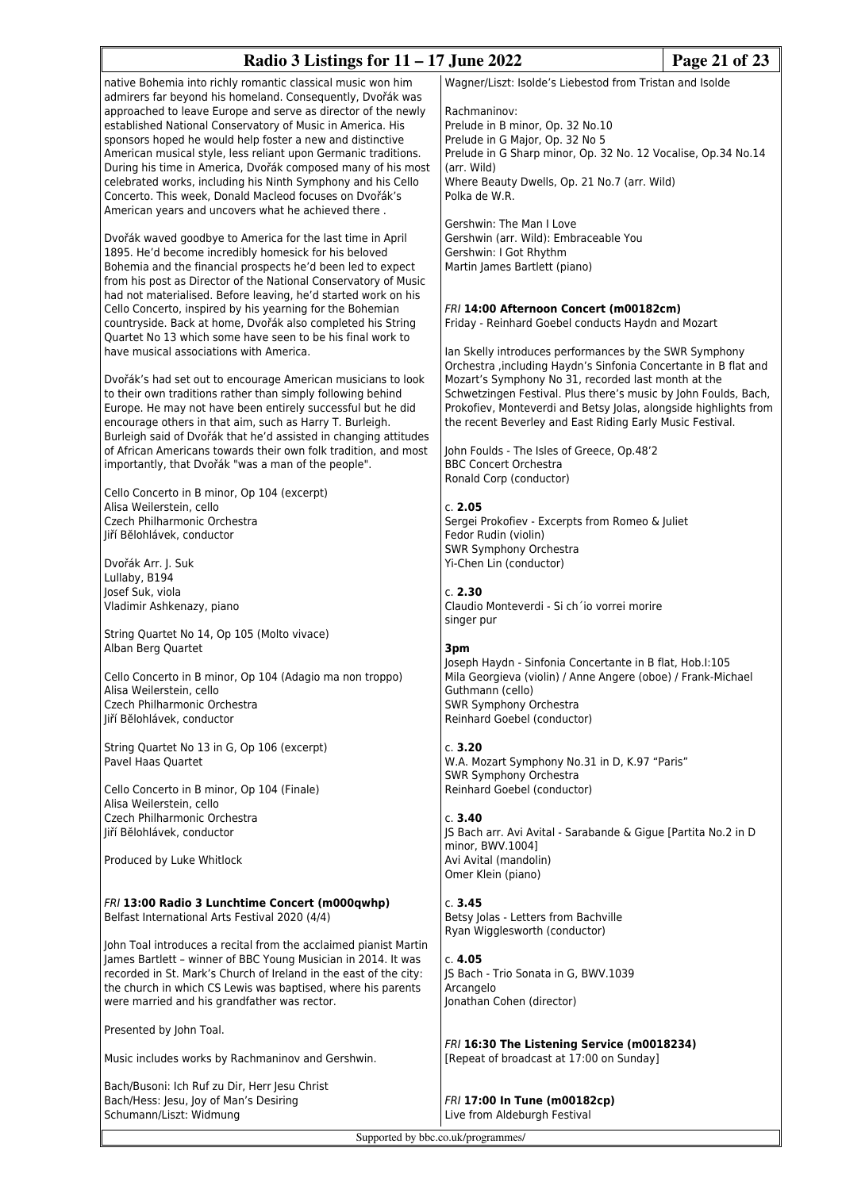native Bohemia into richly romantic classical music won him admirers far beyond his homeland. Consequently, Dvořák was approached to leave Europe and serve as director of the newly established National Conservatory of Music in America. His sponsors hoped he would help foster a new and distinctive American musical style, less reliant upon Germanic traditions. During his time in America, Dvořák composed many of his most celebrated works, including his Ninth Symphony and his Cello Concerto. This week, Donald Macleod focuses on Dvořák's American years and uncovers what he achieved there .

Dvořák waved goodbye to America for the last time in April 1895. He'd become incredibly homesick for his beloved Bohemia and the financial prospects he'd been led to expect from his post as Director of the National Conservatory of Music had not materialised. Before leaving, he'd started work on his Cello Concerto, inspired by his yearning for the Bohemian countryside. Back at home, Dvořák also completed his String Quartet No 13 which some have seen to be his final work to have musical associations with America.

Dvořák's had set out to encourage American musicians to look to their own traditions rather than simply following behind Europe. He may not have been entirely successful but he did encourage others in that aim, such as Harry T. Burleigh. Burleigh said of Dvořák that he'd assisted in changing attitudes of African Americans towards their own folk tradition, and most importantly, that Dvořák "was a man of the people".

Cello Concerto in B minor, Op 104 (excerpt)
Alisa Weilerstein, cello
Czech Philharmonic Orchestra
Jiří Bělohlávek, conductor

Dvořák Arr. J. Suk
Lullaby, B194
Josef Suk, viola
Vladimir Ashkenazy, piano

String Quartet No 14, Op 105 (Molto vivace)
Alban Berg Quartet

Cello Concerto in B minor, Op 104 (Adagio ma non troppo)
Alisa Weilerstein, cello
Czech Philharmonic Orchestra
Jiří Bělohlávek, conductor

String Quartet No 13 in G, Op 106 (excerpt)
Pavel Haas Quartet

Cello Concerto in B minor, Op 104 (Finale)
Alisa Weilerstein, cello
Czech Philharmonic Orchestra
Jiří Bělohlávek, conductor

Produced by Luke Whitlock

*FRI* **13:00 Radio 3 Lunchtime Concert (m000qwhp)**
Belfast International Arts Festival 2020 (4/4)

John Toal introduces a recital from the acclaimed pianist Martin James Bartlett – winner of BBC Young Musician in 2014. It was recorded in St. Mark's Church of Ireland in the east of the city: the church in which CS Lewis was baptised, where his parents were married and his grandfather was rector.

Presented by John Toal.

Music includes works by Rachmaninov and Gershwin.

Bach/Busoni: Ich Ruf zu Dir, Herr Jesu Christ
Bach/Hess: Jesu, Joy of Man's Desiring
Schumann/Liszt: Widmung
Wagner/Liszt: Isolde's Liebestod from Tristan and Isolde

Rachmaninov:
Prelude in B minor, Op. 32 No.10
Prelude in G Major, Op. 32 No 5
Prelude in G Sharp minor, Op. 32 No. 12 Vocalise, Op.34 No.14 (arr. Wild)
Where Beauty Dwells, Op. 21 No.7 (arr. Wild)
Polka de W.R.

Gershwin: The Man I Love
Gershwin (arr. Wild): Embraceable You
Gershwin: I Got Rhythm
Martin James Bartlett (piano)

*FRI* **14:00 Afternoon Concert (m00182cm)**
Friday - Reinhard Goebel conducts Haydn and Mozart

Ian Skelly introduces performances by the SWR Symphony Orchestra ,including Haydn's Sinfonia Concertante in B flat and Mozart's Symphony No 31, recorded last month at the Schwetzingen Festival. Plus there's music by John Foulds, Bach, Prokofiev, Monteverdi and Betsy Jolas, alongside highlights from the recent Beverley and East Riding Early Music Festival.

John Foulds - The Isles of Greece, Op.48'2
BBC Concert Orchestra
Ronald Corp (conductor)

c. **2.05**
Sergei Prokofiev - Excerpts from Romeo & Juliet
Fedor Rudin (violin)
SWR Symphony Orchestra
Yi-Chen Lin (conductor)

c. **2.30**
Claudio Monteverdi - Si ch´io vorrei morire
singer pur

**3pm**
Joseph Haydn - Sinfonia Concertante in B flat, Hob.I:105
Mila Georgieva (violin) / Anne Angere (oboe) / Frank-Michael Guthmann (cello)
SWR Symphony Orchestra
Reinhard Goebel (conductor)

c. **3.20**
W.A. Mozart Symphony No.31 in D, K.97 "Paris"
SWR Symphony Orchestra
Reinhard Goebel (conductor)

c. **3.40**
JS Bach arr. Avi Avital - Sarabande & Gigue [Partita No.2 in D minor, BWV.1004]
Avi Avital (mandolin)
Omer Klein (piano)

c. **3.45**
Betsy Jolas - Letters from Bachville
Ryan Wigglesworth (conductor)

c. **4.05**
JS Bach - Trio Sonata in G, BWV.1039
Arcangelo
Jonathan Cohen (director)

*FRI* **16:30 The Listening Service (m0018234)**
[Repeat of broadcast at 17:00 on Sunday]

*FRI* **17:00 In Tune (m00182cp)**
Live from Aldeburgh Festival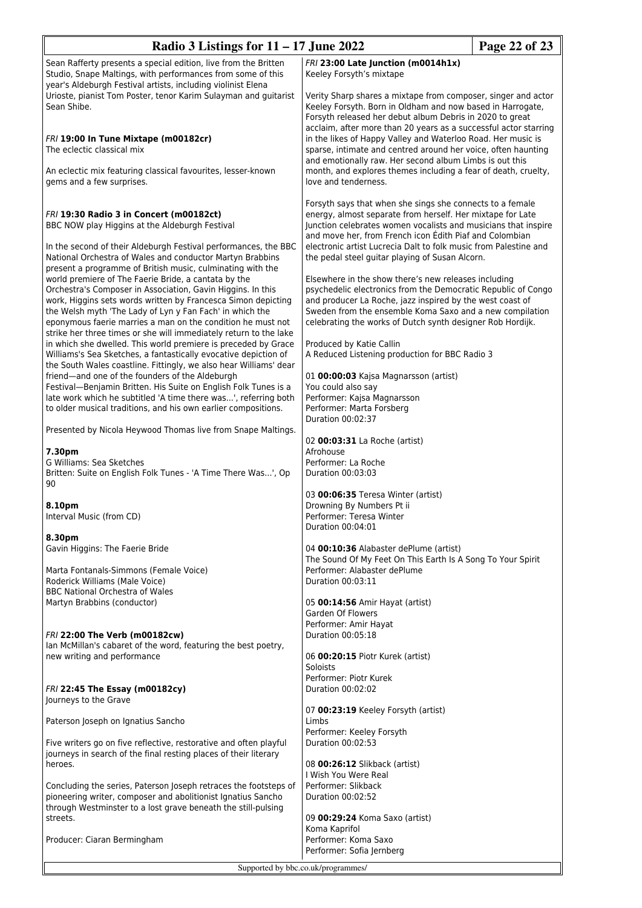Sean Rafferty presents a special edition, live from the Britten Studio, Snape Maltings, with performances from some of this year's Aldeburgh Festival artists, including violinist Elena Urioste, pianist Tom Poster, tenor Karim Sulayman and guitarist Sean Shibe.

*FRI* **19:00 In Tune Mixtape (m00182cr)**
The eclectic classical mix

An eclectic mix featuring classical favourites, lesser-known gems and a few surprises.

*FRI* **19:30 Radio 3 in Concert (m00182ct)**
BBC NOW play Higgins at the Aldeburgh Festival

In the second of their Aldeburgh Festival performances, the BBC National Orchestra of Wales and conductor Martyn Brabbins present a programme of British music, culminating with the world premiere of The Faerie Bride, a cantata by the Orchestra's Composer in Association, Gavin Higgins. In this work, Higgins sets words written by Francesca Simon depicting the Welsh myth 'The Lady of Lyn y Fan Fach' in which the eponymous faerie marries a man on the condition he must not strike her three times or she will immediately return to the lake in which she dwelled. This world premiere is preceded by Grace Williams's Sea Sketches, a fantastically evocative depiction of the South Wales coastline. Fittingly, we also hear Williams' dear friend—and one of the founders of the Aldeburgh Festival—Benjamin Britten. His Suite on English Folk Tunes is a late work which he subtitled 'A time there was...', referring both to older musical traditions, and his own earlier compositions.

Presented by Nicola Heywood Thomas live from Snape Maltings.

**7.30pm**
G Williams: Sea Sketches
Britten: Suite on English Folk Tunes - 'A Time There Was...', Op 90

**8.10pm**
Interval Music (from CD)

**8.30pm**
Gavin Higgins: The Faerie Bride

Marta Fontanals-Simmons (Female Voice)
Roderick Williams (Male Voice)
BBC National Orchestra of Wales
Martyn Brabbins (conductor)

*FRI* **22:00 The Verb (m00182cw)**
Ian McMillan's cabaret of the word, featuring the best poetry, new writing and performance

*FRI* **22:45 The Essay (m00182cy)**
Journeys to the Grave

Paterson Joseph on Ignatius Sancho

Five writers go on five reflective, restorative and often playful journeys in search of the final resting places of their literary heroes.

Concluding the series, Paterson Joseph retraces the footsteps of pioneering writer, composer and abolitionist Ignatius Sancho through Westminster to a lost grave beneath the still-pulsing streets.

Producer: Ciaran Bermingham

*FRI* **23:00 Late Junction (m0014h1x)**
Keeley Forsyth's mixtape

Verity Sharp shares a mixtape from composer, singer and actor Keeley Forsyth. Born in Oldham and now based in Harrogate, Forsyth released her debut album Debris in 2020 to great acclaim, after more than 20 years as a successful actor starring in the likes of Happy Valley and Waterloo Road. Her music is sparse, intimate and centred around her voice, often haunting and emotionally raw. Her second album Limbs is out this month, and explores themes including a fear of death, cruelty, love and tenderness.

Forsyth says that when she sings she connects to a female energy, almost separate from herself. Her mixtape for Late Junction celebrates women vocalists and musicians that inspire and move her, from French icon Édith Piaf and Colombian electronic artist Lucrecia Dalt to folk music from Palestine and the pedal steel guitar playing of Susan Alcorn.

Elsewhere in the show there's new releases including psychedelic electronics from the Democratic Republic of Congo and producer La Roche, jazz inspired by the west coast of Sweden from the ensemble Koma Saxo and a new compilation celebrating the works of Dutch synth designer Rob Hordijk.

Produced by Katie Callin
A Reduced Listening production for BBC Radio 3

01 **00:00:03** Kajsa Magnarsson (artist)
You could also say
Performer: Kajsa Magnarsson
Performer: Marta Forsberg
Duration 00:02:37

02 **00:03:31** La Roche (artist)
Afrohouse
Performer: La Roche
Duration 00:03:03

03 **00:06:35** Teresa Winter (artist)
Drowning By Numbers Pt ii
Performer: Teresa Winter
Duration 00:04:01

04 **00:10:36** Alabaster dePlume (artist)
The Sound Of My Feet On This Earth Is A Song To Your Spirit
Performer: Alabaster dePlume
Duration 00:03:11

05 **00:14:56** Amir Hayat (artist)
Garden Of Flowers
Performer: Amir Hayat
Duration 00:05:18

06 **00:20:15** Piotr Kurek (artist)
Soloists
Performer: Piotr Kurek
Duration 00:02:02

07 **00:23:19** Keeley Forsyth (artist)
Limbs
Performer: Keeley Forsyth
Duration 00:02:53

08 **00:26:12** Slikback (artist)
I Wish You Were Real
Performer: Slikback
Duration 00:02:52

09 **00:29:24** Koma Saxo (artist)
Koma Kaprifol
Performer: Koma Saxo
Performer: Sofia Jernberg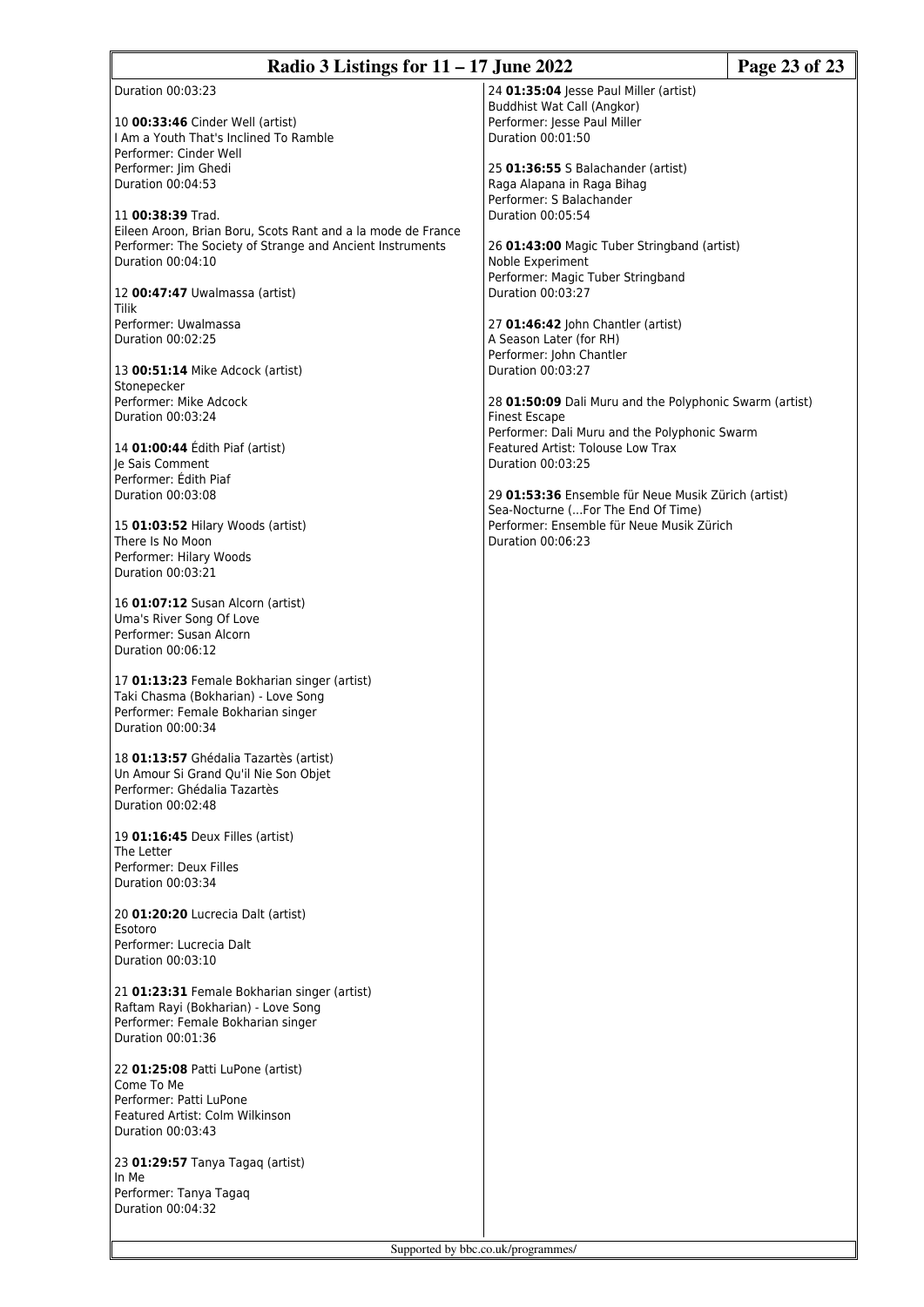Duration 00:03:23

10 **00:33:46** Cinder Well (artist)
I Am a Youth That's Inclined To Ramble
Performer: Cinder Well
Performer: Jim Ghedi
Duration 00:04:53

11 **00:38:39** Trad.
Eileen Aroon, Brian Boru, Scots Rant and a la mode de France
Performer: The Society of Strange and Ancient Instruments
Duration 00:04:10

12 **00:47:47** Uwalmassa (artist)
Tilik
Performer: Uwalmassa
Duration 00:02:25

13 **00:51:14** Mike Adcock (artist)
Stonepecker
Performer: Mike Adcock
Duration 00:03:24

14 **01:00:44** Édith Piaf (artist)
Je Sais Comment
Performer: Édith Piaf
Duration 00:03:08

15 **01:03:52** Hilary Woods (artist)
There Is No Moon
Performer: Hilary Woods
Duration 00:03:21

16 **01:07:12** Susan Alcorn (artist)
Uma's River Song Of Love
Performer: Susan Alcorn
Duration 00:06:12

17 **01:13:23** Female Bokharian singer (artist)
Taki Chasma (Bokharian) - Love Song
Performer: Female Bokharian singer
Duration 00:00:34

18 **01:13:57** Ghédalia Tazartès (artist)
Un Amour Si Grand Qu'il Nie Son Objet
Performer: Ghédalia Tazartès
Duration 00:02:48

19 **01:16:45** Deux Filles (artist)
The Letter
Performer: Deux Filles
Duration 00:03:34

20 **01:20:20** Lucrecia Dalt (artist)
Esotoro
Performer: Lucrecia Dalt
Duration 00:03:10

21 **01:23:31** Female Bokharian singer (artist)
Raftam Rayi (Bokharian) - Love Song
Performer: Female Bokharian singer
Duration 00:01:36

22 **01:25:08** Patti LuPone (artist)
Come To Me
Performer: Patti LuPone
Featured Artist: Colm Wilkinson
Duration 00:03:43

23 **01:29:57** Tanya Tagaq (artist)
In Me
Performer: Tanya Tagaq
Duration 00:04:32

24 **01:35:04** Jesse Paul Miller (artist)
Buddhist Wat Call (Angkor)
Performer: Jesse Paul Miller
Duration 00:01:50

25 **01:36:55** S Balachander (artist)
Raga Alapana in Raga Bihag
Performer: S Balachander
Duration 00:05:54

26 **01:43:00** Magic Tuber Stringband (artist)
Noble Experiment
Performer: Magic Tuber Stringband
Duration 00:03:27

27 **01:46:42** John Chantler (artist)
A Season Later (for RH)
Performer: John Chantler
Duration 00:03:27

28 **01:50:09** Dali Muru and the Polyphonic Swarm (artist)
Finest Escape
Performer: Dali Muru and the Polyphonic Swarm
Featured Artist: Tolouse Low Trax
Duration 00:03:25

29 **01:53:36** Ensemble für Neue Musik Zürich (artist)
Sea-Nocturne (...For The End Of Time)
Performer: Ensemble für Neue Musik Zürich
Duration 00:06:23